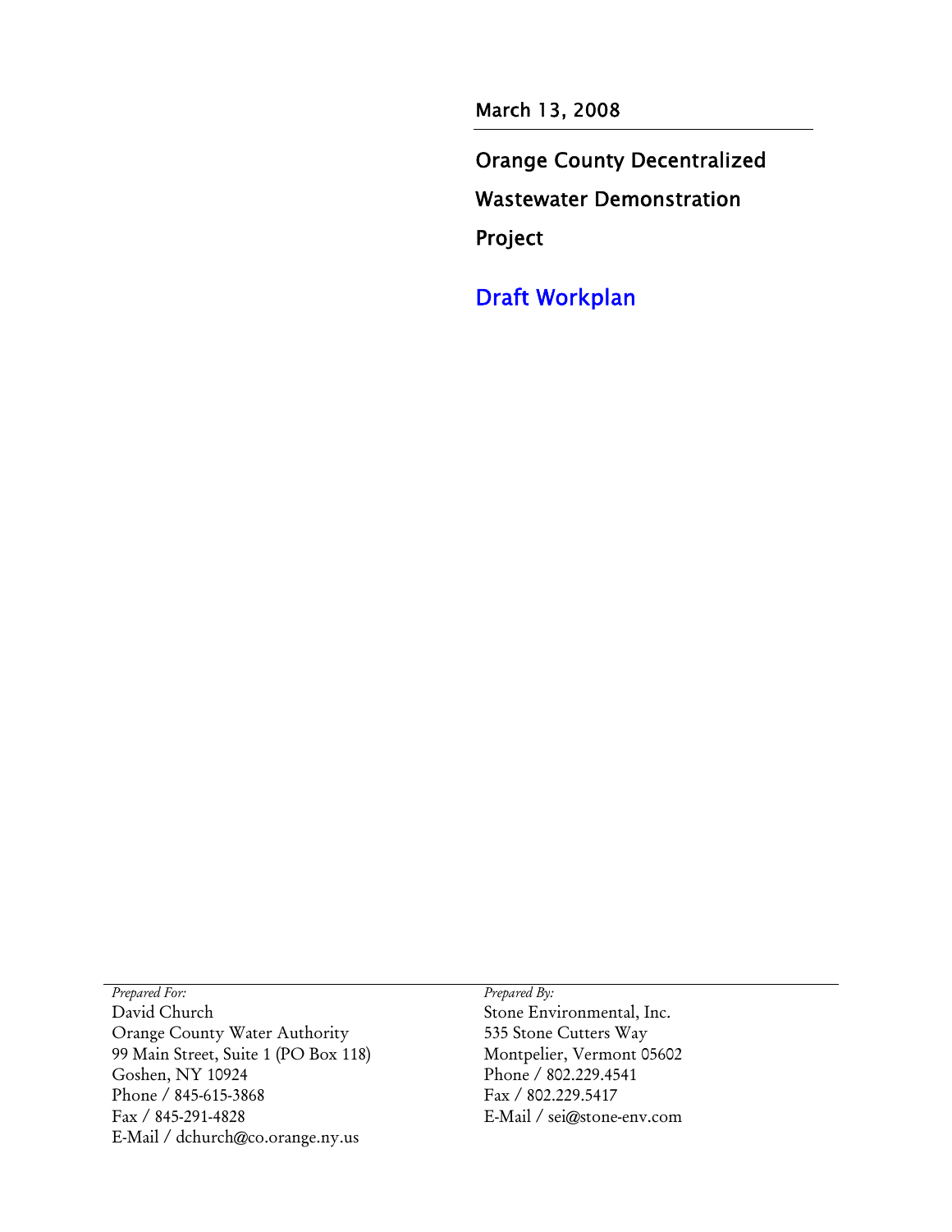March 13, 2008

# Orange County Decentralized Wastewater Demonstration Project

## Draft Workplan

*Prepared For:*
David Church
Orange County Water Authority
99 Main Street, Suite 1 (PO Box 118)
Goshen, NY 10924
Phone / 845-615-3868
Fax / 845-291-4828
E-Mail / dchurch@co.orange.ny.us

*Prepared By:*
Stone Environmental, Inc.
535 Stone Cutters Way
Montpelier, Vermont 05602
Phone / 802.229.4541
Fax / 802.229.5417
E-Mail / sei@stone-env.com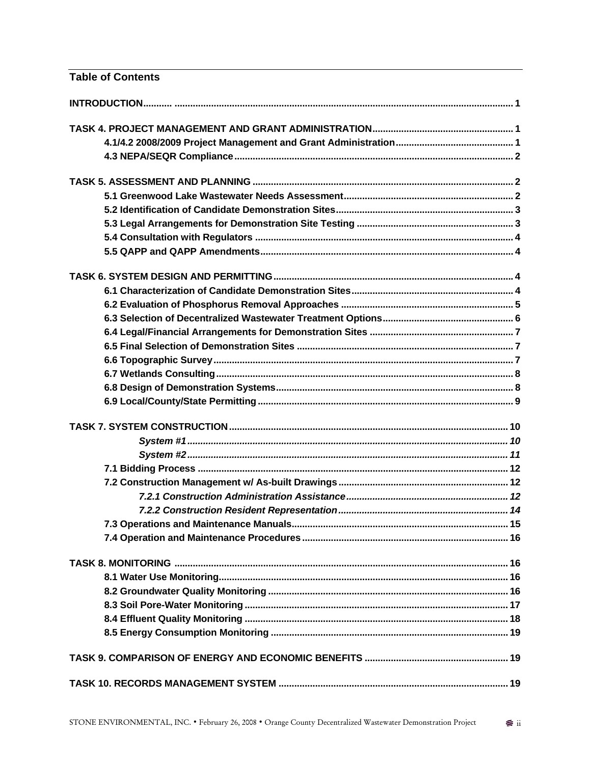## Table of Contents

**INTRODUCTION ........ 1**

**TASK 4. PROJECT MANAGEMENT AND GRANT ADMINISTRATION ........ 1**

- **4.1/4.2 2008/2009 Project Management and Grant Administration ........ 1**
- **4.3 NEPA/SEQR Compliance ........ 2**

**TASK 5. ASSESSMENT AND PLANNING ........ 2**

- **5.1 Greenwood Lake Wastewater Needs Assessment ........ 2**
- **5.2 Identification of Candidate Demonstration Sites ........ 3**
- **5.3 Legal Arrangements for Demonstration Site Testing ........ 3**
- **5.4 Consultation with Regulators ........ 4**
- **5.5 QAPP and QAPP Amendments ........ 4**

**TASK 6. SYSTEM DESIGN AND PERMITTING ........ 4**

- **6.1 Characterization of Candidate Demonstration Sites ........ 4**
- **6.2 Evaluation of Phosphorus Removal Approaches ........ 5**
- **6.3 Selection of Decentralized Wastewater Treatment Options ........ 6**
- **6.4 Legal/Financial Arrangements for Demonstration Sites ........ 7**
- **6.5 Final Selection of Demonstration Sites ........ 7**
- **6.6 Topographic Survey ........ 7**
- **6.7 Wetlands Consulting ........ 8**
- **6.8 Design of Demonstration Systems ........ 8**
- **6.9 Local/County/State Permitting ........ 9**

**TASK 7. SYSTEM CONSTRUCTION ........ 10**

- ***System #1 ........ 10***
- ***System #2 ........ 11***
- **7.1 Bidding Process ........ 12**
- **7.2 Construction Management w/ As-built Drawings ........ 12**
  - ***7.2.1 Construction Administration Assistance ........ 12***
  - ***7.2.2 Construction Resident Representation ........ 14***
- **7.3 Operations and Maintenance Manuals ........ 15**
- **7.4 Operation and Maintenance Procedures ........ 16**

**TASK 8. MONITORING ........ 16**

- **8.1 Water Use Monitoring ........ 16**
- **8.2 Groundwater Quality Monitoring ........ 16**
- **8.3 Soil Pore-Water Monitoring ........ 17**
- **8.4 Effluent Quality Monitoring ........ 18**
- **8.5 Energy Consumption Monitoring ........ 19**

**TASK 9. COMPARISON OF ENERGY AND ECONOMIC BENEFITS ........ 19**

**TASK 10. RECORDS MANAGEMENT SYSTEM ........ 19**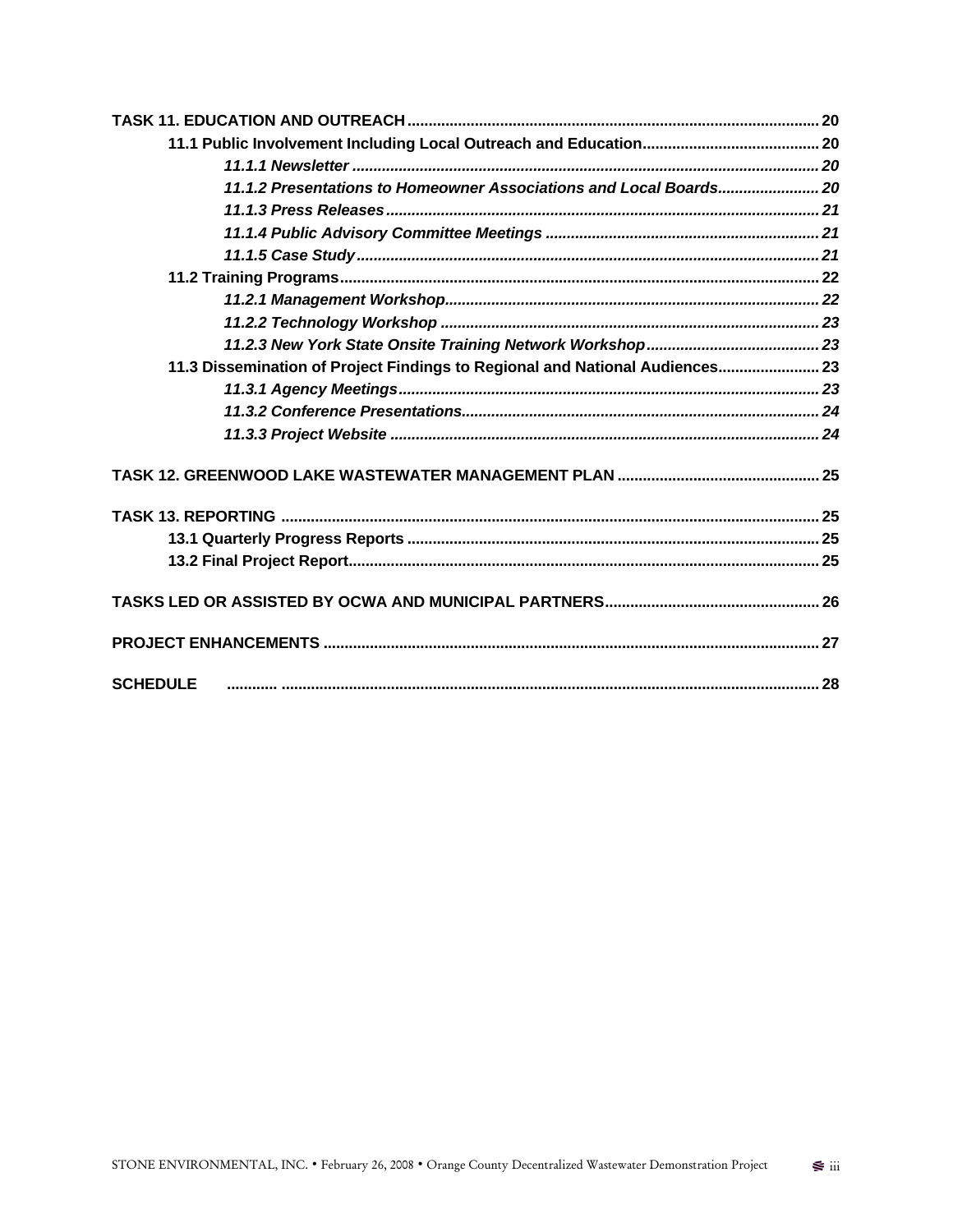**TASK 11. EDUCATION AND OUTREACH** ..... 20

**11.1 Public Involvement Including Local Outreach and Education** ..... 20

***11.1.1 Newsletter*** ..... 20

***11.1.2 Presentations to Homeowner Associations and Local Boards*** ..... 20

***11.1.3 Press Releases*** ..... 21

***11.1.4 Public Advisory Committee Meetings*** ..... 21

***11.1.5 Case Study*** ..... 21

**11.2 Training Programs** ..... 22

***11.2.1 Management Workshop*** ..... 22

***11.2.2 Technology Workshop*** ..... 23

***11.2.3 New York State Onsite Training Network Workshop*** ..... 23

**11.3 Dissemination of Project Findings to Regional and National Audiences** ..... 23

***11.3.1 Agency Meetings*** ..... 23

***11.3.2 Conference Presentations*** ..... 24

***11.3.3 Project Website*** ..... 24

**TASK 12. GREENWOOD LAKE WASTEWATER MANAGEMENT PLAN** ..... 25

**TASK 13. REPORTING** ..... 25

**13.1 Quarterly Progress Reports** ..... 25

**13.2 Final Project Report** ..... 25

**TASKS LED OR ASSISTED BY OCWA AND MUNICIPAL PARTNERS** ..... 26

**PROJECT ENHANCEMENTS** ..... 27

**SCHEDULE** ..... 28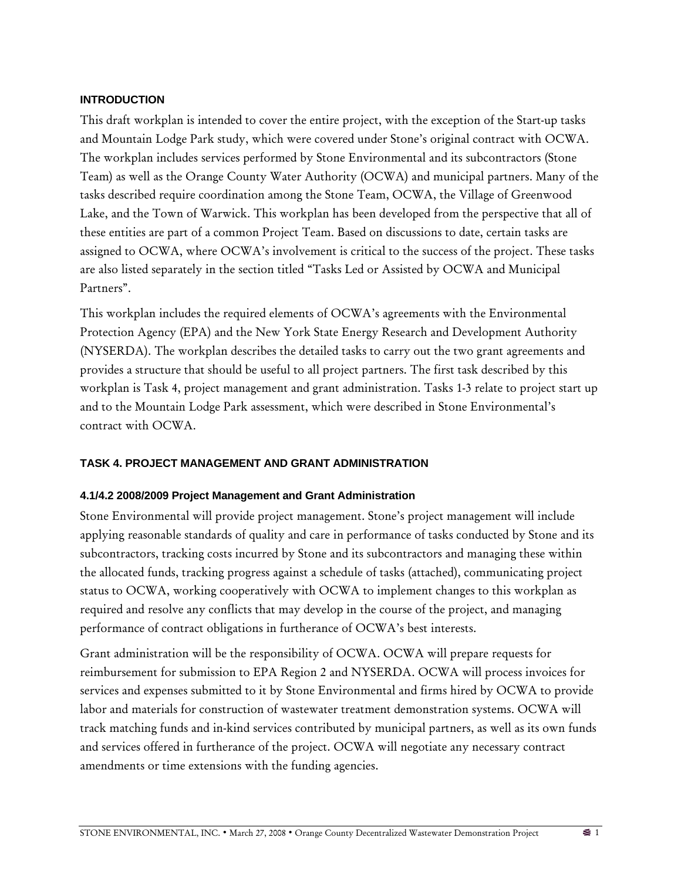## INTRODUCTION

This draft workplan is intended to cover the entire project, with the exception of the Start-up tasks and Mountain Lodge Park study, which were covered under Stone's original contract with OCWA. The workplan includes services performed by Stone Environmental and its subcontractors (Stone Team) as well as the Orange County Water Authority (OCWA) and municipal partners. Many of the tasks described require coordination among the Stone Team, OCWA, the Village of Greenwood Lake, and the Town of Warwick. This workplan has been developed from the perspective that all of these entities are part of a common Project Team. Based on discussions to date, certain tasks are assigned to OCWA, where OCWA's involvement is critical to the success of the project. These tasks are also listed separately in the section titled "Tasks Led or Assisted by OCWA and Municipal Partners".

This workplan includes the required elements of OCWA's agreements with the Environmental Protection Agency (EPA) and the New York State Energy Research and Development Authority (NYSERDA). The workplan describes the detailed tasks to carry out the two grant agreements and provides a structure that should be useful to all project partners. The first task described by this workplan is Task 4, project management and grant administration. Tasks 1-3 relate to project start up and to the Mountain Lodge Park assessment, which were described in Stone Environmental's contract with OCWA.

## TASK 4. PROJECT MANAGEMENT AND GRANT ADMINISTRATION

### 4.1/4.2 2008/2009 Project Management and Grant Administration

Stone Environmental will provide project management. Stone's project management will include applying reasonable standards of quality and care in performance of tasks conducted by Stone and its subcontractors, tracking costs incurred by Stone and its subcontractors and managing these within the allocated funds, tracking progress against a schedule of tasks (attached), communicating project status to OCWA, working cooperatively with OCWA to implement changes to this workplan as required and resolve any conflicts that may develop in the course of the project, and managing performance of contract obligations in furtherance of OCWA's best interests.

Grant administration will be the responsibility of OCWA. OCWA will prepare requests for reimbursement for submission to EPA Region 2 and NYSERDA. OCWA will process invoices for services and expenses submitted to it by Stone Environmental and firms hired by OCWA to provide labor and materials for construction of wastewater treatment demonstration systems. OCWA will track matching funds and in-kind services contributed by municipal partners, as well as its own funds and services offered in furtherance of the project. OCWA will negotiate any necessary contract amendments or time extensions with the funding agencies.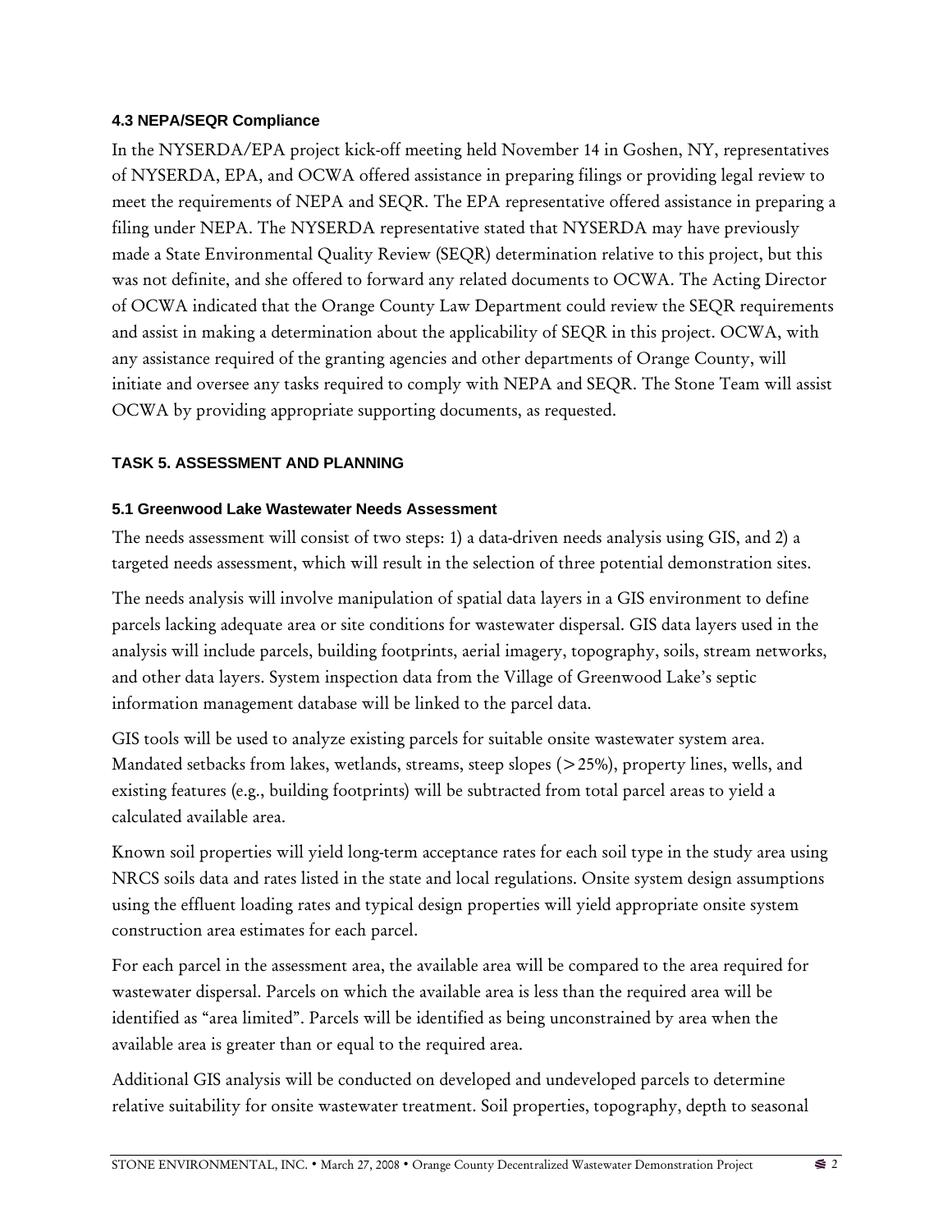### 4.3 NEPA/SEQR Compliance

In the NYSERDA/EPA project kick-off meeting held November 14 in Goshen, NY, representatives of NYSERDA, EPA, and OCWA offered assistance in preparing filings or providing legal review to meet the requirements of NEPA and SEQR. The EPA representative offered assistance in preparing a filing under NEPA. The NYSERDA representative stated that NYSERDA may have previously made a State Environmental Quality Review (SEQR) determination relative to this project, but this was not definite, and she offered to forward any related documents to OCWA. The Acting Director of OCWA indicated that the Orange County Law Department could review the SEQR requirements and assist in making a determination about the applicability of SEQR in this project. OCWA, with any assistance required of the granting agencies and other departments of Orange County, will initiate and oversee any tasks required to comply with NEPA and SEQR. The Stone Team will assist OCWA by providing appropriate supporting documents, as requested.

## TASK 5. ASSESSMENT AND PLANNING

### 5.1 Greenwood Lake Wastewater Needs Assessment

The needs assessment will consist of two steps: 1) a data-driven needs analysis using GIS, and 2) a targeted needs assessment, which will result in the selection of three potential demonstration sites.

The needs analysis will involve manipulation of spatial data layers in a GIS environment to define parcels lacking adequate area or site conditions for wastewater dispersal. GIS data layers used in the analysis will include parcels, building footprints, aerial imagery, topography, soils, stream networks, and other data layers. System inspection data from the Village of Greenwood Lake's septic information management database will be linked to the parcel data.

GIS tools will be used to analyze existing parcels for suitable onsite wastewater system area. Mandated setbacks from lakes, wetlands, streams, steep slopes (>25%), property lines, wells, and existing features (e.g., building footprints) will be subtracted from total parcel areas to yield a calculated available area.

Known soil properties will yield long-term acceptance rates for each soil type in the study area using NRCS soils data and rates listed in the state and local regulations. Onsite system design assumptions using the effluent loading rates and typical design properties will yield appropriate onsite system construction area estimates for each parcel.

For each parcel in the assessment area, the available area will be compared to the area required for wastewater dispersal. Parcels on which the available area is less than the required area will be identified as "area limited". Parcels will be identified as being unconstrained by area when the available area is greater than or equal to the required area.

Additional GIS analysis will be conducted on developed and undeveloped parcels to determine relative suitability for onsite wastewater treatment. Soil properties, topography, depth to seasonal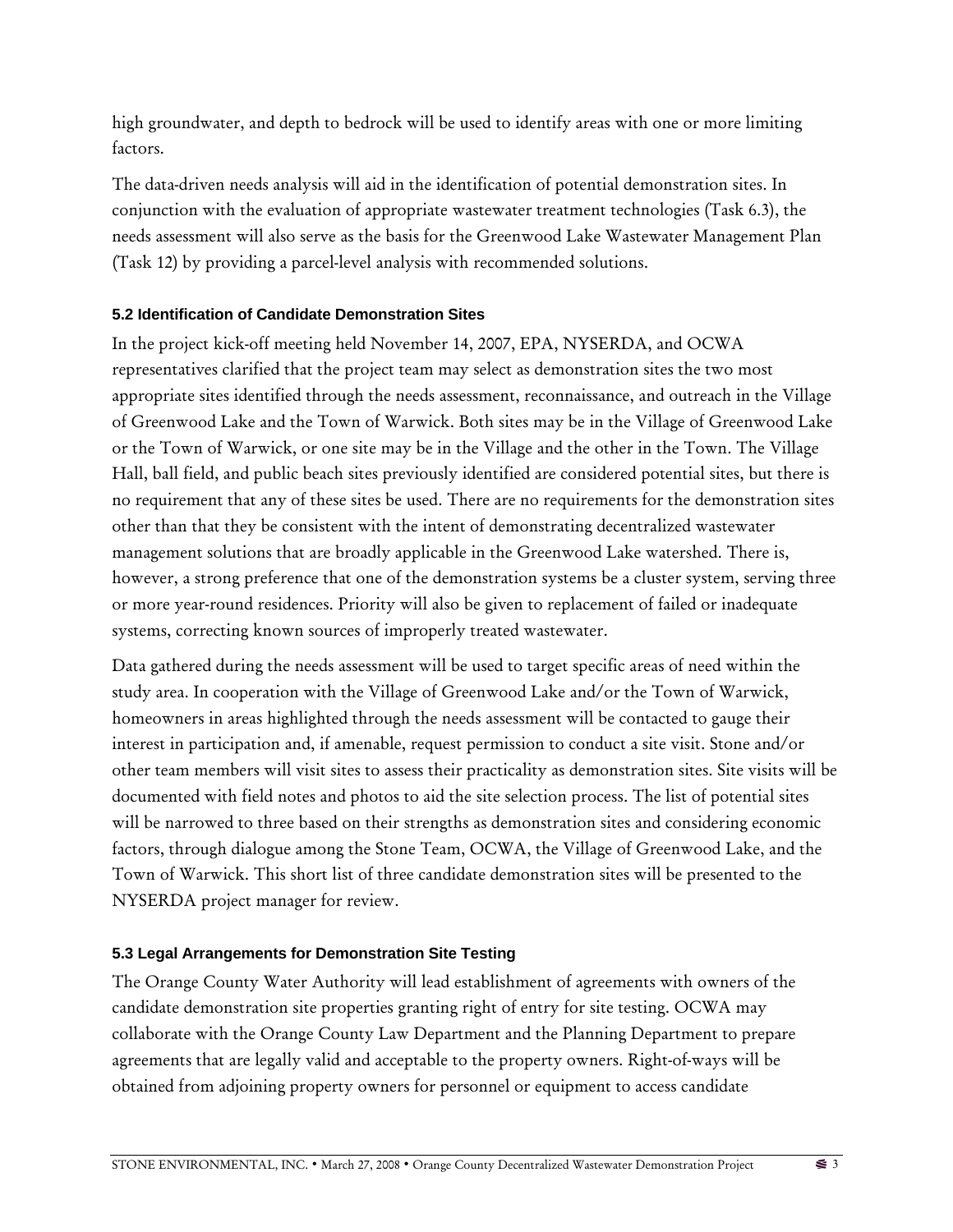high groundwater, and depth to bedrock will be used to identify areas with one or more limiting factors.

The data-driven needs analysis will aid in the identification of potential demonstration sites. In conjunction with the evaluation of appropriate wastewater treatment technologies (Task 6.3), the needs assessment will also serve as the basis for the Greenwood Lake Wastewater Management Plan (Task 12) by providing a parcel-level analysis with recommended solutions.

### 5.2 Identification of Candidate Demonstration Sites

In the project kick-off meeting held November 14, 2007, EPA, NYSERDA, and OCWA representatives clarified that the project team may select as demonstration sites the two most appropriate sites identified through the needs assessment, reconnaissance, and outreach in the Village of Greenwood Lake and the Town of Warwick. Both sites may be in the Village of Greenwood Lake or the Town of Warwick, or one site may be in the Village and the other in the Town. The Village Hall, ball field, and public beach sites previously identified are considered potential sites, but there is no requirement that any of these sites be used. There are no requirements for the demonstration sites other than that they be consistent with the intent of demonstrating decentralized wastewater management solutions that are broadly applicable in the Greenwood Lake watershed. There is, however, a strong preference that one of the demonstration systems be a cluster system, serving three or more year-round residences. Priority will also be given to replacement of failed or inadequate systems, correcting known sources of improperly treated wastewater.

Data gathered during the needs assessment will be used to target specific areas of need within the study area. In cooperation with the Village of Greenwood Lake and/or the Town of Warwick, homeowners in areas highlighted through the needs assessment will be contacted to gauge their interest in participation and, if amenable, request permission to conduct a site visit. Stone and/or other team members will visit sites to assess their practicality as demonstration sites. Site visits will be documented with field notes and photos to aid the site selection process. The list of potential sites will be narrowed to three based on their strengths as demonstration sites and considering economic factors, through dialogue among the Stone Team, OCWA, the Village of Greenwood Lake, and the Town of Warwick. This short list of three candidate demonstration sites will be presented to the NYSERDA project manager for review.

### 5.3 Legal Arrangements for Demonstration Site Testing

The Orange County Water Authority will lead establishment of agreements with owners of the candidate demonstration site properties granting right of entry for site testing. OCWA may collaborate with the Orange County Law Department and the Planning Department to prepare agreements that are legally valid and acceptable to the property owners. Right-of-ways will be obtained from adjoining property owners for personnel or equipment to access candidate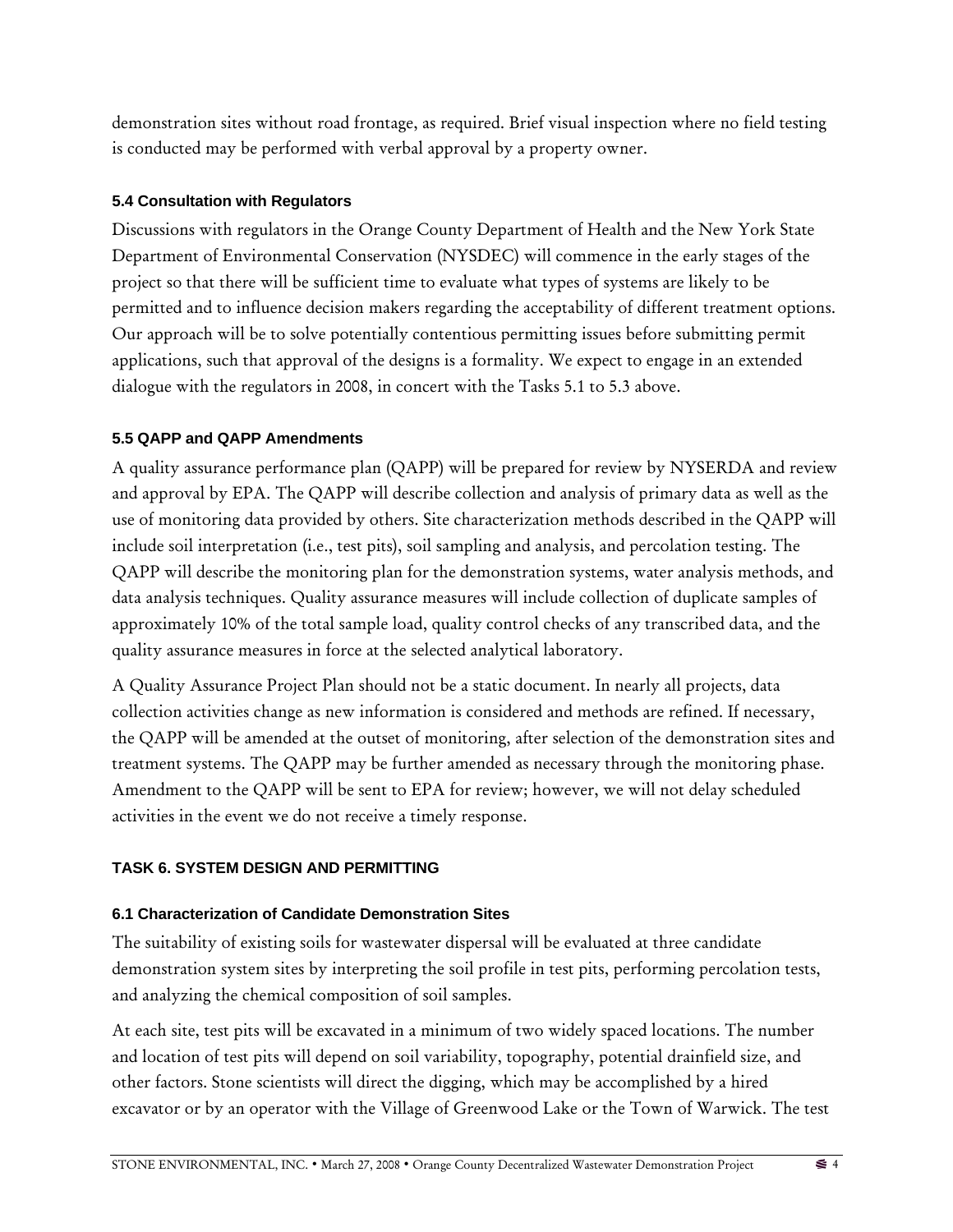demonstration sites without road frontage, as required. Brief visual inspection where no field testing is conducted may be performed with verbal approval by a property owner.

### 5.4 Consultation with Regulators

Discussions with regulators in the Orange County Department of Health and the New York State Department of Environmental Conservation (NYSDEC) will commence in the early stages of the project so that there will be sufficient time to evaluate what types of systems are likely to be permitted and to influence decision makers regarding the acceptability of different treatment options. Our approach will be to solve potentially contentious permitting issues before submitting permit applications, such that approval of the designs is a formality. We expect to engage in an extended dialogue with the regulators in 2008, in concert with the Tasks 5.1 to 5.3 above.

### 5.5 QAPP and QAPP Amendments

A quality assurance performance plan (QAPP) will be prepared for review by NYSERDA and review and approval by EPA. The QAPP will describe collection and analysis of primary data as well as the use of monitoring data provided by others. Site characterization methods described in the QAPP will include soil interpretation (i.e., test pits), soil sampling and analysis, and percolation testing. The QAPP will describe the monitoring plan for the demonstration systems, water analysis methods, and data analysis techniques. Quality assurance measures will include collection of duplicate samples of approximately 10% of the total sample load, quality control checks of any transcribed data, and the quality assurance measures in force at the selected analytical laboratory.

A Quality Assurance Project Plan should not be a static document. In nearly all projects, data collection activities change as new information is considered and methods are refined. If necessary, the QAPP will be amended at the outset of monitoring, after selection of the demonstration sites and treatment systems. The QAPP may be further amended as necessary through the monitoring phase. Amendment to the QAPP will be sent to EPA for review; however, we will not delay scheduled activities in the event we do not receive a timely response.

## TASK 6. SYSTEM DESIGN AND PERMITTING

### 6.1 Characterization of Candidate Demonstration Sites

The suitability of existing soils for wastewater dispersal will be evaluated at three candidate demonstration system sites by interpreting the soil profile in test pits, performing percolation tests, and analyzing the chemical composition of soil samples.

At each site, test pits will be excavated in a minimum of two widely spaced locations. The number and location of test pits will depend on soil variability, topography, potential drainfield size, and other factors. Stone scientists will direct the digging, which may be accomplished by a hired excavator or by an operator with the Village of Greenwood Lake or the Town of Warwick. The test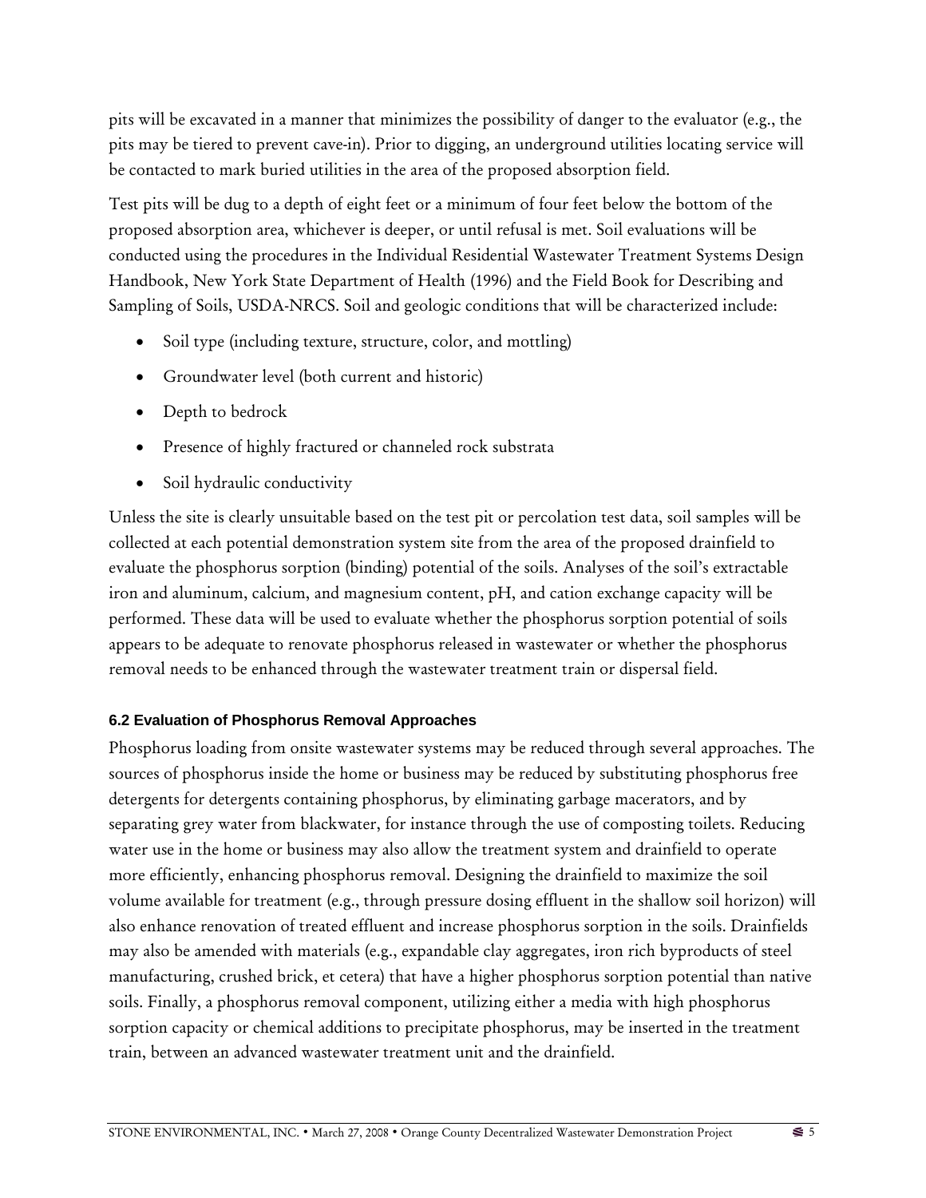pits will be excavated in a manner that minimizes the possibility of danger to the evaluator (e.g., the pits may be tiered to prevent cave-in). Prior to digging, an underground utilities locating service will be contacted to mark buried utilities in the area of the proposed absorption field.

Test pits will be dug to a depth of eight feet or a minimum of four feet below the bottom of the proposed absorption area, whichever is deeper, or until refusal is met. Soil evaluations will be conducted using the procedures in the Individual Residential Wastewater Treatment Systems Design Handbook, New York State Department of Health (1996) and the Field Book for Describing and Sampling of Soils, USDA-NRCS. Soil and geologic conditions that will be characterized include:

- Soil type (including texture, structure, color, and mottling)
- Groundwater level (both current and historic)
- Depth to bedrock
- Presence of highly fractured or channeled rock substrata
- Soil hydraulic conductivity

Unless the site is clearly unsuitable based on the test pit or percolation test data, soil samples will be collected at each potential demonstration system site from the area of the proposed drainfield to evaluate the phosphorus sorption (binding) potential of the soils. Analyses of the soil's extractable iron and aluminum, calcium, and magnesium content, pH, and cation exchange capacity will be performed. These data will be used to evaluate whether the phosphorus sorption potential of soils appears to be adequate to renovate phosphorus released in wastewater or whether the phosphorus removal needs to be enhanced through the wastewater treatment train or dispersal field.

### 6.2 Evaluation of Phosphorus Removal Approaches

Phosphorus loading from onsite wastewater systems may be reduced through several approaches. The sources of phosphorus inside the home or business may be reduced by substituting phosphorus free detergents for detergents containing phosphorus, by eliminating garbage macerators, and by separating grey water from blackwater, for instance through the use of composting toilets. Reducing water use in the home or business may also allow the treatment system and drainfield to operate more efficiently, enhancing phosphorus removal. Designing the drainfield to maximize the soil volume available for treatment (e.g., through pressure dosing effluent in the shallow soil horizon) will also enhance renovation of treated effluent and increase phosphorus sorption in the soils. Drainfields may also be amended with materials (e.g., expandable clay aggregates, iron rich byproducts of steel manufacturing, crushed brick, et cetera) that have a higher phosphorus sorption potential than native soils. Finally, a phosphorus removal component, utilizing either a media with high phosphorus sorption capacity or chemical additions to precipitate phosphorus, may be inserted in the treatment train, between an advanced wastewater treatment unit and the drainfield.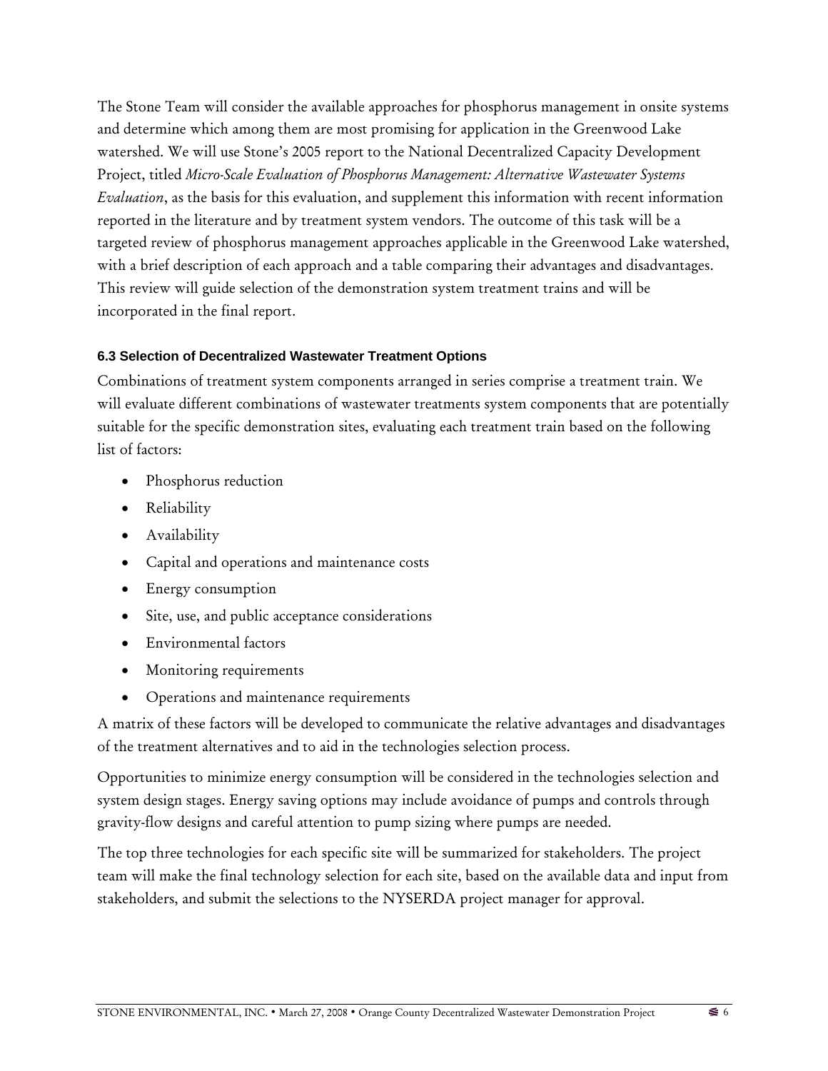The Stone Team will consider the available approaches for phosphorus management in onsite systems and determine which among them are most promising for application in the Greenwood Lake watershed. We will use Stone's 2005 report to the National Decentralized Capacity Development Project, titled *Micro-Scale Evaluation of Phosphorus Management: Alternative Wastewater Systems Evaluation*, as the basis for this evaluation, and supplement this information with recent information reported in the literature and by treatment system vendors. The outcome of this task will be a targeted review of phosphorus management approaches applicable in the Greenwood Lake watershed, with a brief description of each approach and a table comparing their advantages and disadvantages. This review will guide selection of the demonstration system treatment trains and will be incorporated in the final report.

### 6.3 Selection of Decentralized Wastewater Treatment Options

Combinations of treatment system components arranged in series comprise a treatment train. We will evaluate different combinations of wastewater treatments system components that are potentially suitable for the specific demonstration sites, evaluating each treatment train based on the following list of factors:

- Phosphorus reduction
- Reliability
- Availability
- Capital and operations and maintenance costs
- Energy consumption
- Site, use, and public acceptance considerations
- Environmental factors
- Monitoring requirements
- Operations and maintenance requirements

A matrix of these factors will be developed to communicate the relative advantages and disadvantages of the treatment alternatives and to aid in the technologies selection process.

Opportunities to minimize energy consumption will be considered in the technologies selection and system design stages. Energy saving options may include avoidance of pumps and controls through gravity-flow designs and careful attention to pump sizing where pumps are needed.

The top three technologies for each specific site will be summarized for stakeholders. The project team will make the final technology selection for each site, based on the available data and input from stakeholders, and submit the selections to the NYSERDA project manager for approval.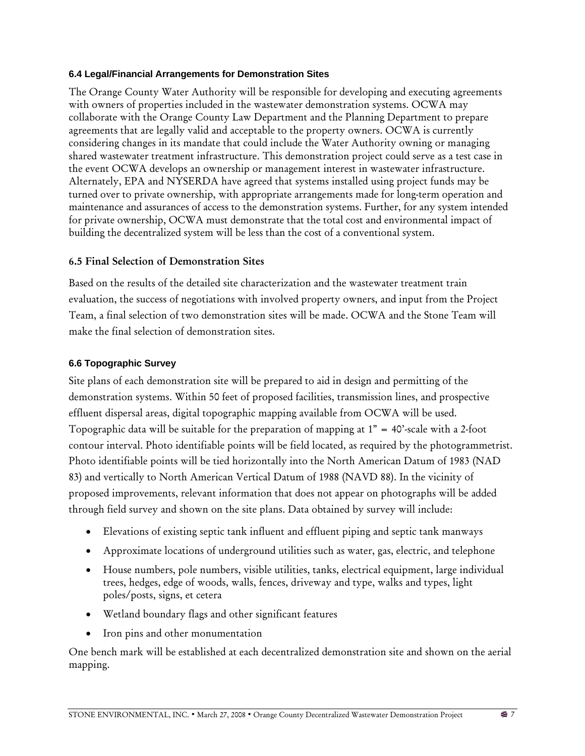### 6.4 Legal/Financial Arrangements for Demonstration Sites

The Orange County Water Authority will be responsible for developing and executing agreements with owners of properties included in the wastewater demonstration systems. OCWA may collaborate with the Orange County Law Department and the Planning Department to prepare agreements that are legally valid and acceptable to the property owners. OCWA is currently considering changes in its mandate that could include the Water Authority owning or managing shared wastewater treatment infrastructure. This demonstration project could serve as a test case in the event OCWA develops an ownership or management interest in wastewater infrastructure. Alternately, EPA and NYSERDA have agreed that systems installed using project funds may be turned over to private ownership, with appropriate arrangements made for long-term operation and maintenance and assurances of access to the demonstration systems. Further, for any system intended for private ownership, OCWA must demonstrate that the total cost and environmental impact of building the decentralized system will be less than the cost of a conventional system.

### 6.5 Final Selection of Demonstration Sites

Based on the results of the detailed site characterization and the wastewater treatment train evaluation, the success of negotiations with involved property owners, and input from the Project Team, a final selection of two demonstration sites will be made. OCWA and the Stone Team will make the final selection of demonstration sites.

### 6.6 Topographic Survey

Site plans of each demonstration site will be prepared to aid in design and permitting of the demonstration systems. Within 50 feet of proposed facilities, transmission lines, and prospective effluent dispersal areas, digital topographic mapping available from OCWA will be used. Topographic data will be suitable for the preparation of mapping at 1" = 40'-scale with a 2-foot contour interval. Photo identifiable points will be field located, as required by the photogrammetrist. Photo identifiable points will be tied horizontally into the North American Datum of 1983 (NAD 83) and vertically to North American Vertical Datum of 1988 (NAVD 88). In the vicinity of proposed improvements, relevant information that does not appear on photographs will be added through field survey and shown on the site plans. Data obtained by survey will include:

- Elevations of existing septic tank influent and effluent piping and septic tank manways
- Approximate locations of underground utilities such as water, gas, electric, and telephone
- House numbers, pole numbers, visible utilities, tanks, electrical equipment, large individual trees, hedges, edge of woods, walls, fences, driveway and type, walks and types, light poles/posts, signs, et cetera
- Wetland boundary flags and other significant features
- Iron pins and other monumentation

One bench mark will be established at each decentralized demonstration site and shown on the aerial mapping.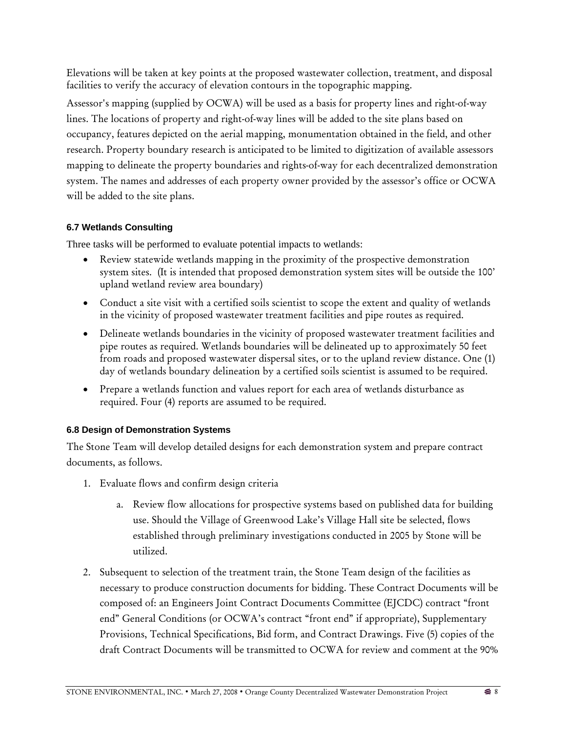Elevations will be taken at key points at the proposed wastewater collection, treatment, and disposal facilities to verify the accuracy of elevation contours in the topographic mapping.

Assessor's mapping (supplied by OCWA) will be used as a basis for property lines and right-of-way lines. The locations of property and right-of-way lines will be added to the site plans based on occupancy, features depicted on the aerial mapping, monumentation obtained in the field, and other research. Property boundary research is anticipated to be limited to digitization of available assessors mapping to delineate the property boundaries and rights-of-way for each decentralized demonstration system. The names and addresses of each property owner provided by the assessor's office or OCWA will be added to the site plans.

### 6.7 Wetlands Consulting

Three tasks will be performed to evaluate potential impacts to wetlands:

- Review statewide wetlands mapping in the proximity of the prospective demonstration system sites. (It is intended that proposed demonstration system sites will be outside the 100' upland wetland review area boundary)
- Conduct a site visit with a certified soils scientist to scope the extent and quality of wetlands in the vicinity of proposed wastewater treatment facilities and pipe routes as required.
- Delineate wetlands boundaries in the vicinity of proposed wastewater treatment facilities and pipe routes as required. Wetlands boundaries will be delineated up to approximately 50 feet from roads and proposed wastewater dispersal sites, or to the upland review distance. One (1) day of wetlands boundary delineation by a certified soils scientist is assumed to be required.
- Prepare a wetlands function and values report for each area of wetlands disturbance as required. Four (4) reports are assumed to be required.

### 6.8 Design of Demonstration Systems

The Stone Team will develop detailed designs for each demonstration system and prepare contract documents, as follows.

1. Evaluate flows and confirm design criteria
    a. Review flow allocations for prospective systems based on published data for building use. Should the Village of Greenwood Lake's Village Hall site be selected, flows established through preliminary investigations conducted in 2005 by Stone will be utilized.
2. Subsequent to selection of the treatment train, the Stone Team design of the facilities as necessary to produce construction documents for bidding. These Contract Documents will be composed of: an Engineers Joint Contract Documents Committee (EJCDC) contract "front end" General Conditions (or OCWA's contract "front end" if appropriate), Supplementary Provisions, Technical Specifications, Bid form, and Contract Drawings. Five (5) copies of the draft Contract Documents will be transmitted to OCWA for review and comment at the 90%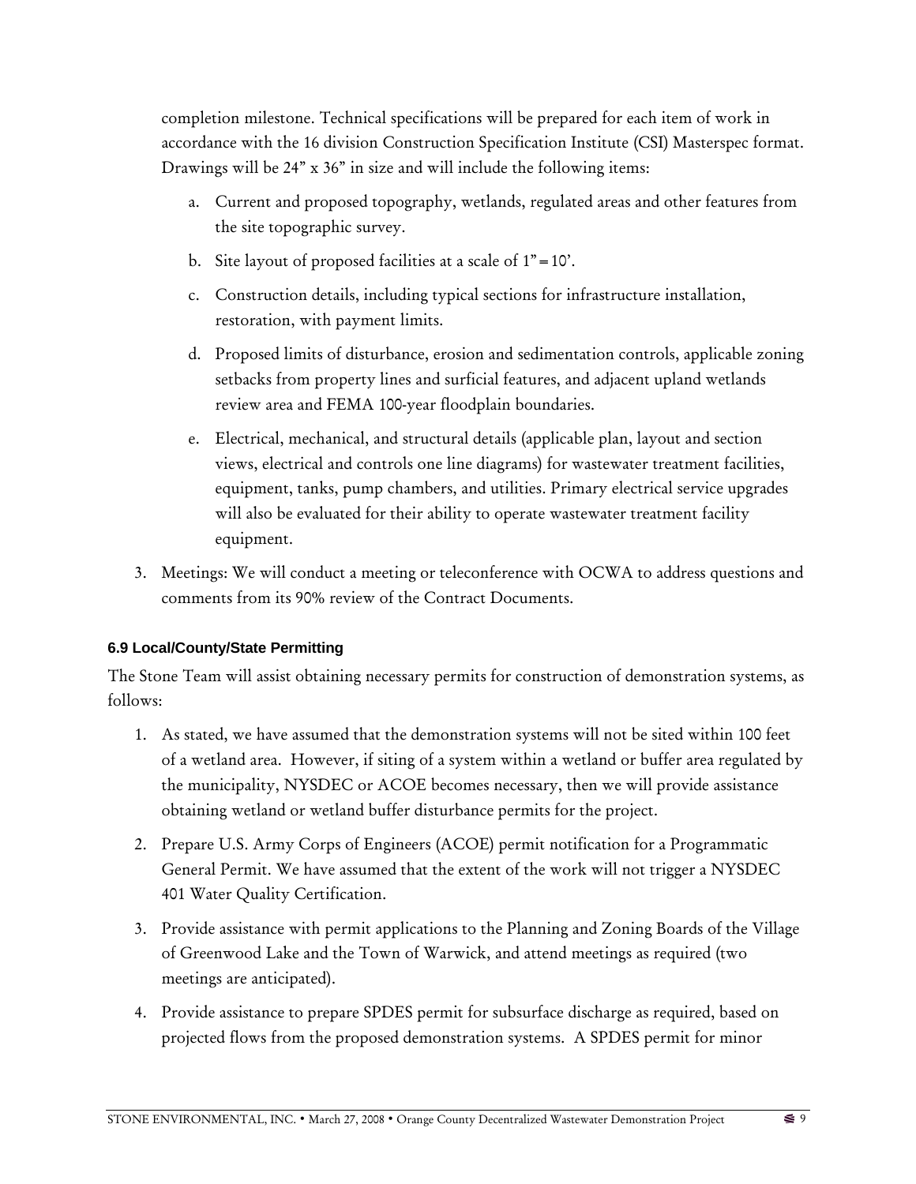completion milestone. Technical specifications will be prepared for each item of work in accordance with the 16 division Construction Specification Institute (CSI) Masterspec format. Drawings will be 24" x 36" in size and will include the following items:

a. Current and proposed topography, wetlands, regulated areas and other features from the site topographic survey.

b. Site layout of proposed facilities at a scale of 1" = 10'.

c. Construction details, including typical sections for infrastructure installation, restoration, with payment limits.

d. Proposed limits of disturbance, erosion and sedimentation controls, applicable zoning setbacks from property lines and surficial features, and adjacent upland wetlands review area and FEMA 100-year floodplain boundaries.

e. Electrical, mechanical, and structural details (applicable plan, layout and section views, electrical and controls one line diagrams) for wastewater treatment facilities, equipment, tanks, pump chambers, and utilities. Primary electrical service upgrades will also be evaluated for their ability to operate wastewater treatment facility equipment.

3. Meetings: We will conduct a meeting or teleconference with OCWA to address questions and comments from its 90% review of the Contract Documents.

### 6.9 Local/County/State Permitting

The Stone Team will assist obtaining necessary permits for construction of demonstration systems, as follows:

1. As stated, we have assumed that the demonstration systems will not be sited within 100 feet of a wetland area. However, if siting of a system within a wetland or buffer area regulated by the municipality, NYSDEC or ACOE becomes necessary, then we will provide assistance obtaining wetland or wetland buffer disturbance permits for the project.

2. Prepare U.S. Army Corps of Engineers (ACOE) permit notification for a Programmatic General Permit. We have assumed that the extent of the work will not trigger a NYSDEC 401 Water Quality Certification.

3. Provide assistance with permit applications to the Planning and Zoning Boards of the Village of Greenwood Lake and the Town of Warwick, and attend meetings as required (two meetings are anticipated).

4. Provide assistance to prepare SPDES permit for subsurface discharge as required, based on projected flows from the proposed demonstration systems. A SPDES permit for minor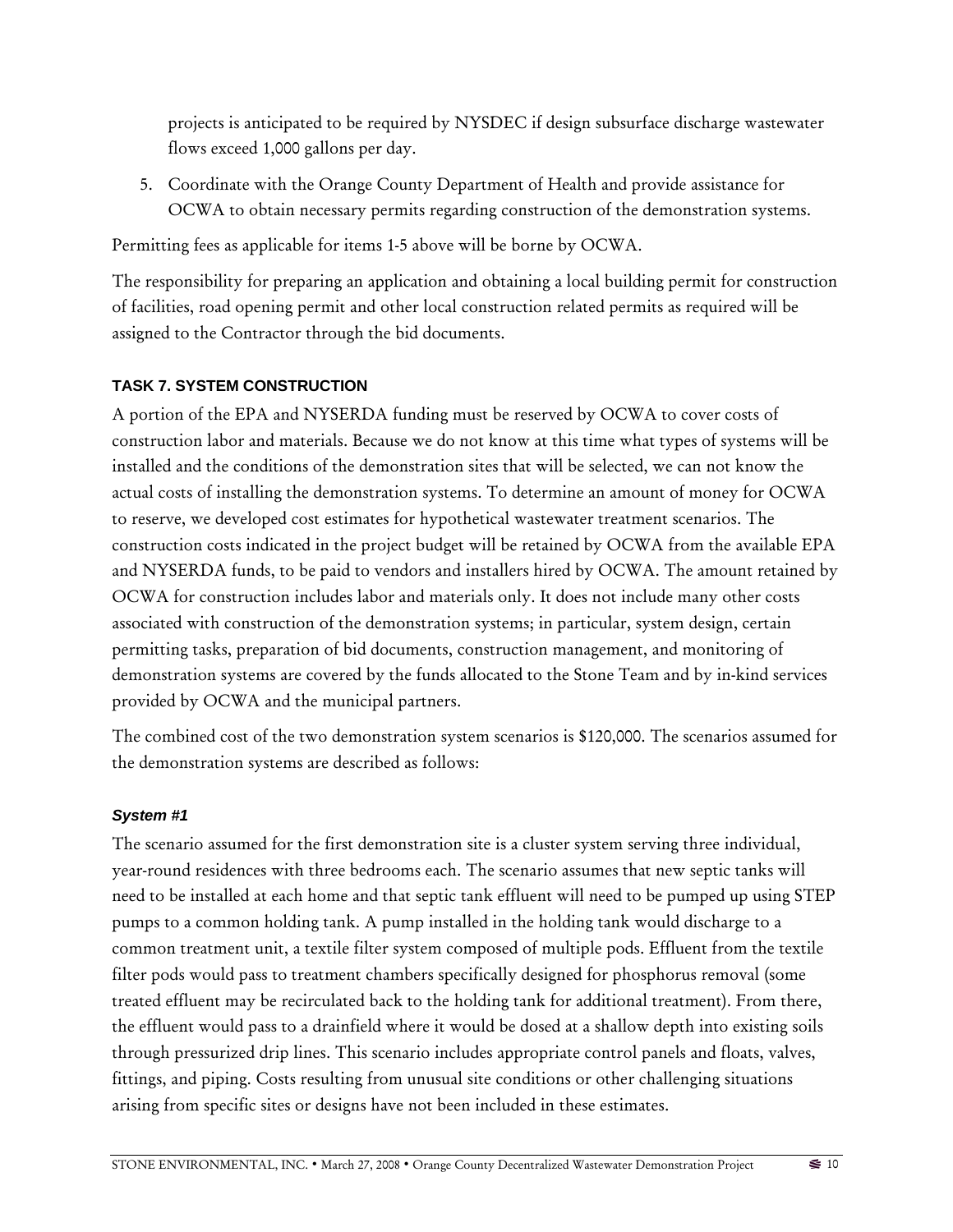projects is anticipated to be required by NYSDEC if design subsurface discharge wastewater flows exceed 1,000 gallons per day.

5. Coordinate with the Orange County Department of Health and provide assistance for OCWA to obtain necessary permits regarding construction of the demonstration systems.

Permitting fees as applicable for items 1-5 above will be borne by OCWA.

The responsibility for preparing an application and obtaining a local building permit for construction of facilities, road opening permit and other local construction related permits as required will be assigned to the Contractor through the bid documents.

#### TASK 7. SYSTEM CONSTRUCTION

A portion of the EPA and NYSERDA funding must be reserved by OCWA to cover costs of construction labor and materials. Because we do not know at this time what types of systems will be installed and the conditions of the demonstration sites that will be selected, we can not know the actual costs of installing the demonstration systems. To determine an amount of money for OCWA to reserve, we developed cost estimates for hypothetical wastewater treatment scenarios. The construction costs indicated in the project budget will be retained by OCWA from the available EPA and NYSERDA funds, to be paid to vendors and installers hired by OCWA. The amount retained by OCWA for construction includes labor and materials only. It does not include many other costs associated with construction of the demonstration systems; in particular, system design, certain permitting tasks, preparation of bid documents, construction management, and monitoring of demonstration systems are covered by the funds allocated to the Stone Team and by in-kind services provided by OCWA and the municipal partners.

The combined cost of the two demonstration system scenarios is $120,000. The scenarios assumed for the demonstration systems are described as follows:

##### *System #1*

The scenario assumed for the first demonstration site is a cluster system serving three individual, year-round residences with three bedrooms each. The scenario assumes that new septic tanks will need to be installed at each home and that septic tank effluent will need to be pumped up using STEP pumps to a common holding tank. A pump installed in the holding tank would discharge to a common treatment unit, a textile filter system composed of multiple pods. Effluent from the textile filter pods would pass to treatment chambers specifically designed for phosphorus removal (some treated effluent may be recirculated back to the holding tank for additional treatment). From there, the effluent would pass to a drainfield where it would be dosed at a shallow depth into existing soils through pressurized drip lines. This scenario includes appropriate control panels and floats, valves, fittings, and piping. Costs resulting from unusual site conditions or other challenging situations arising from specific sites or designs have not been included in these estimates.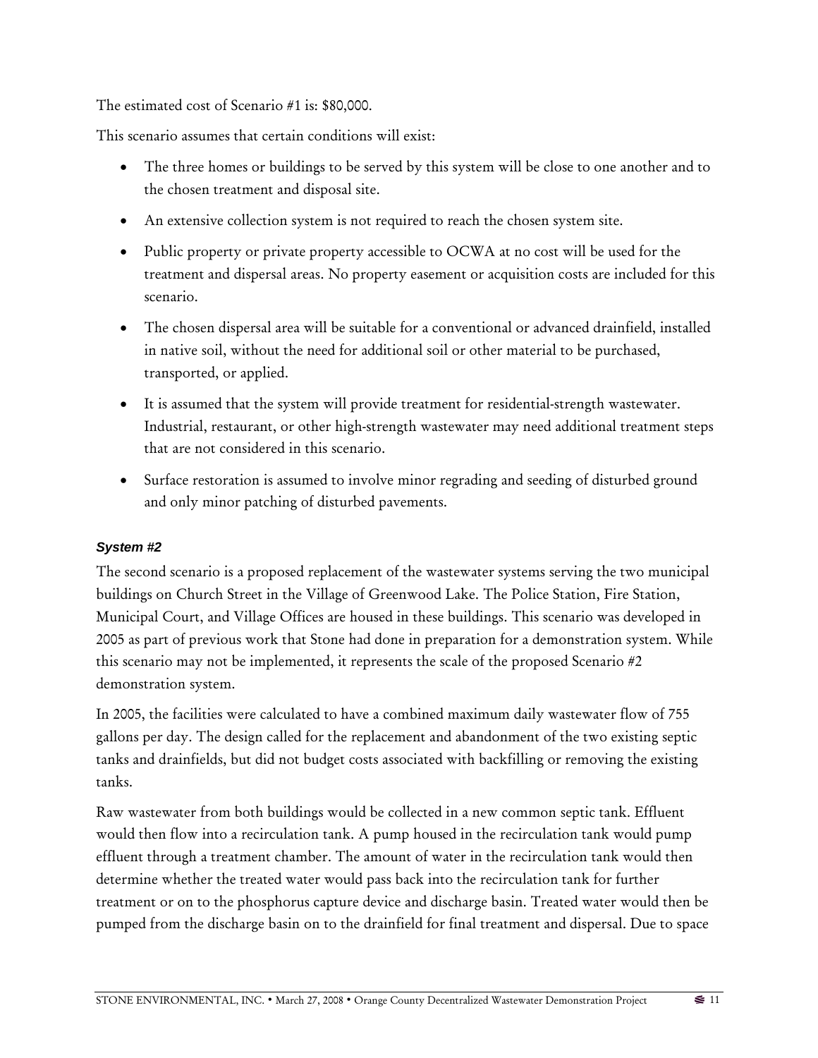The estimated cost of Scenario #1 is: $80,000.

This scenario assumes that certain conditions will exist:

- The three homes or buildings to be served by this system will be close to one another and to the chosen treatment and disposal site.
- An extensive collection system is not required to reach the chosen system site.
- Public property or private property accessible to OCWA at no cost will be used for the treatment and dispersal areas. No property easement or acquisition costs are included for this scenario.
- The chosen dispersal area will be suitable for a conventional or advanced drainfield, installed in native soil, without the need for additional soil or other material to be purchased, transported, or applied.
- It is assumed that the system will provide treatment for residential-strength wastewater. Industrial, restaurant, or other high-strength wastewater may need additional treatment steps that are not considered in this scenario.
- Surface restoration is assumed to involve minor regrading and seeding of disturbed ground and only minor patching of disturbed pavements.

#### *System #2*

The second scenario is a proposed replacement of the wastewater systems serving the two municipal buildings on Church Street in the Village of Greenwood Lake. The Police Station, Fire Station, Municipal Court, and Village Offices are housed in these buildings. This scenario was developed in 2005 as part of previous work that Stone had done in preparation for a demonstration system. While this scenario may not be implemented, it represents the scale of the proposed Scenario #2 demonstration system.

In 2005, the facilities were calculated to have a combined maximum daily wastewater flow of 755 gallons per day. The design called for the replacement and abandonment of the two existing septic tanks and drainfields, but did not budget costs associated with backfilling or removing the existing tanks.

Raw wastewater from both buildings would be collected in a new common septic tank. Effluent would then flow into a recirculation tank. A pump housed in the recirculation tank would pump effluent through a treatment chamber. The amount of water in the recirculation tank would then determine whether the treated water would pass back into the recirculation tank for further treatment or on to the phosphorus capture device and discharge basin. Treated water would then be pumped from the discharge basin on to the drainfield for final treatment and dispersal. Due to space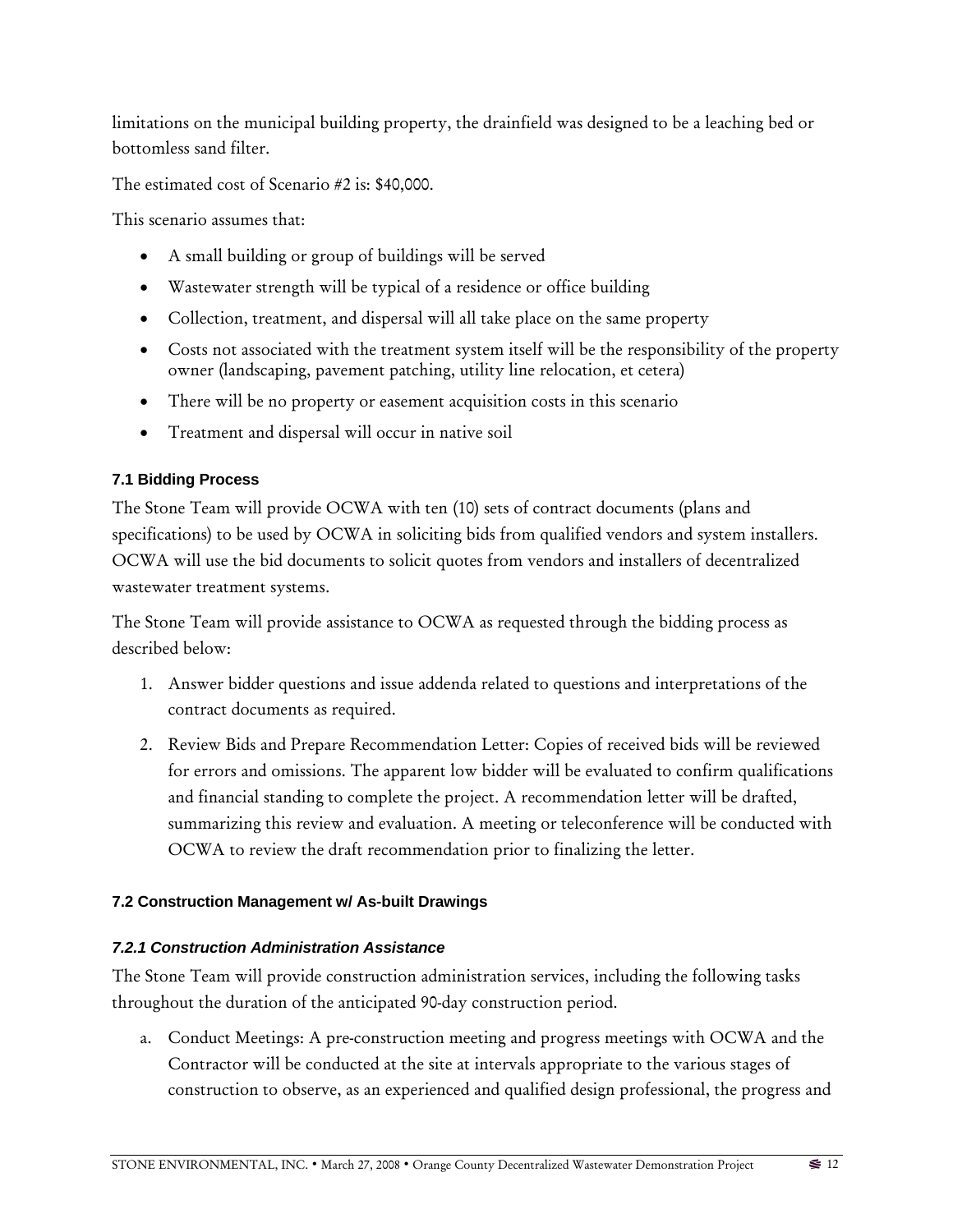limitations on the municipal building property, the drainfield was designed to be a leaching bed or bottomless sand filter.

The estimated cost of Scenario #2 is: $40,000.

This scenario assumes that:

- A small building or group of buildings will be served
- Wastewater strength will be typical of a residence or office building
- Collection, treatment, and dispersal will all take place on the same property
- Costs not associated with the treatment system itself will be the responsibility of the property owner (landscaping, pavement patching, utility line relocation, et cetera)
- There will be no property or easement acquisition costs in this scenario
- Treatment and dispersal will occur in native soil

### 7.1 Bidding Process

The Stone Team will provide OCWA with ten (10) sets of contract documents (plans and specifications) to be used by OCWA in soliciting bids from qualified vendors and system installers. OCWA will use the bid documents to solicit quotes from vendors and installers of decentralized wastewater treatment systems.

The Stone Team will provide assistance to OCWA as requested through the bidding process as described below:

1. Answer bidder questions and issue addenda related to questions and interpretations of the contract documents as required.
2. Review Bids and Prepare Recommendation Letter: Copies of received bids will be reviewed for errors and omissions. The apparent low bidder will be evaluated to confirm qualifications and financial standing to complete the project. A recommendation letter will be drafted, summarizing this review and evaluation. A meeting or teleconference will be conducted with OCWA to review the draft recommendation prior to finalizing the letter.

### 7.2 Construction Management w/ As-built Drawings

#### *7.2.1 Construction Administration Assistance*

The Stone Team will provide construction administration services, including the following tasks throughout the duration of the anticipated 90-day construction period.

a. Conduct Meetings: A pre-construction meeting and progress meetings with OCWA and the Contractor will be conducted at the site at intervals appropriate to the various stages of construction to observe, as an experienced and qualified design professional, the progress and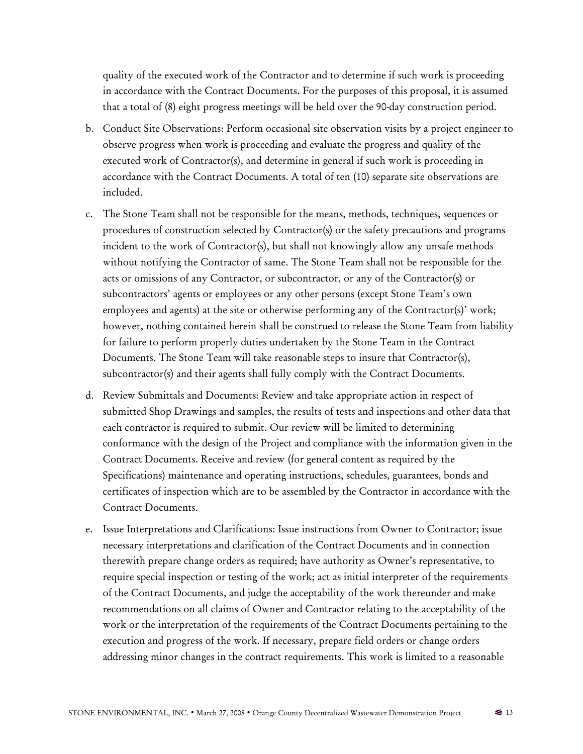quality of the executed work of the Contractor and to determine if such work is proceeding in accordance with the Contract Documents. For the purposes of this proposal, it is assumed that a total of (8) eight progress meetings will be held over the 90-day construction period.

b. Conduct Site Observations: Perform occasional site observation visits by a project engineer to observe progress when work is proceeding and evaluate the progress and quality of the executed work of Contractor(s), and determine in general if such work is proceeding in accordance with the Contract Documents. A total of ten (10) separate site observations are included.

c. The Stone Team shall not be responsible for the means, methods, techniques, sequences or procedures of construction selected by Contractor(s) or the safety precautions and programs incident to the work of Contractor(s), but shall not knowingly allow any unsafe methods without notifying the Contractor of same. The Stone Team shall not be responsible for the acts or omissions of any Contractor, or subcontractor, or any of the Contractor(s) or subcontractors' agents or employees or any other persons (except Stone Team's own employees and agents) at the site or otherwise performing any of the Contractor(s)' work; however, nothing contained herein shall be construed to release the Stone Team from liability for failure to perform properly duties undertaken by the Stone Team in the Contract Documents. The Stone Team will take reasonable steps to insure that Contractor(s), subcontractor(s) and their agents shall fully comply with the Contract Documents.

d. Review Submittals and Documents: Review and take appropriate action in respect of submitted Shop Drawings and samples, the results of tests and inspections and other data that each contractor is required to submit. Our review will be limited to determining conformance with the design of the Project and compliance with the information given in the Contract Documents. Receive and review (for general content as required by the Specifications) maintenance and operating instructions, schedules, guarantees, bonds and certificates of inspection which are to be assembled by the Contractor in accordance with the Contract Documents.

e. Issue Interpretations and Clarifications: Issue instructions from Owner to Contractor; issue necessary interpretations and clarification of the Contract Documents and in connection therewith prepare change orders as required; have authority as Owner's representative, to require special inspection or testing of the work; act as initial interpreter of the requirements of the Contract Documents, and judge the acceptability of the work thereunder and make recommendations on all claims of Owner and Contractor relating to the acceptability of the work or the interpretation of the requirements of the Contract Documents pertaining to the execution and progress of the work. If necessary, prepare field orders or change orders addressing minor changes in the contract requirements. This work is limited to a reasonable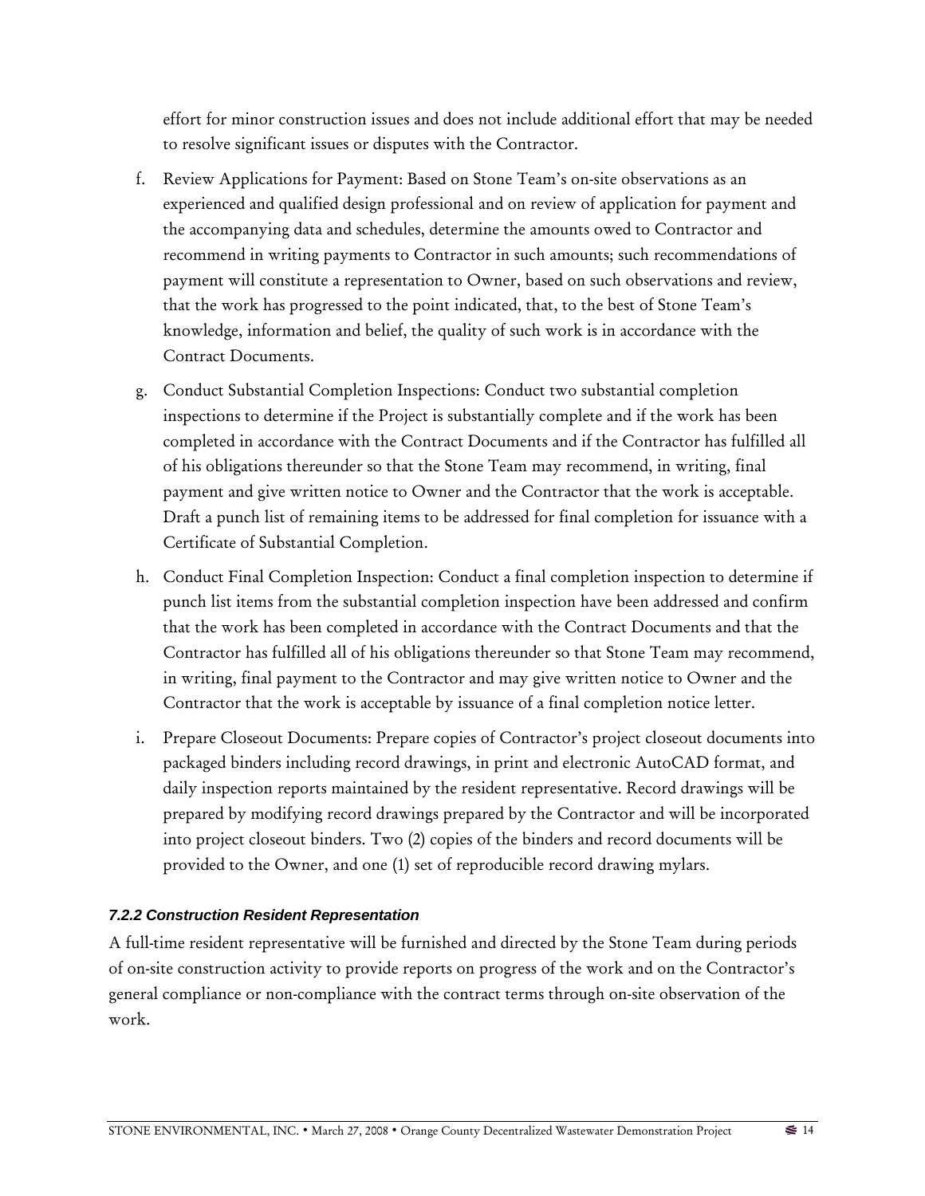effort for minor construction issues and does not include additional effort that may be needed to resolve significant issues or disputes with the Contractor.

f. Review Applications for Payment: Based on Stone Team's on-site observations as an experienced and qualified design professional and on review of application for payment and the accompanying data and schedules, determine the amounts owed to Contractor and recommend in writing payments to Contractor in such amounts; such recommendations of payment will constitute a representation to Owner, based on such observations and review, that the work has progressed to the point indicated, that, to the best of Stone Team's knowledge, information and belief, the quality of such work is in accordance with the Contract Documents.

g. Conduct Substantial Completion Inspections: Conduct two substantial completion inspections to determine if the Project is substantially complete and if the work has been completed in accordance with the Contract Documents and if the Contractor has fulfilled all of his obligations thereunder so that the Stone Team may recommend, in writing, final payment and give written notice to Owner and the Contractor that the work is acceptable. Draft a punch list of remaining items to be addressed for final completion for issuance with a Certificate of Substantial Completion.

h. Conduct Final Completion Inspection: Conduct a final completion inspection to determine if punch list items from the substantial completion inspection have been addressed and confirm that the work has been completed in accordance with the Contract Documents and that the Contractor has fulfilled all of his obligations thereunder so that Stone Team may recommend, in writing, final payment to the Contractor and may give written notice to Owner and the Contractor that the work is acceptable by issuance of a final completion notice letter.

i. Prepare Closeout Documents: Prepare copies of Contractor's project closeout documents into packaged binders including record drawings, in print and electronic AutoCAD format, and daily inspection reports maintained by the resident representative. Record drawings will be prepared by modifying record drawings prepared by the Contractor and will be incorporated into project closeout binders. Two (2) copies of the binders and record documents will be provided to the Owner, and one (1) set of reproducible record drawing mylars.

#### *7.2.2 Construction Resident Representation*

A full-time resident representative will be furnished and directed by the Stone Team during periods of on-site construction activity to provide reports on progress of the work and on the Contractor's general compliance or non-compliance with the contract terms through on-site observation of the work.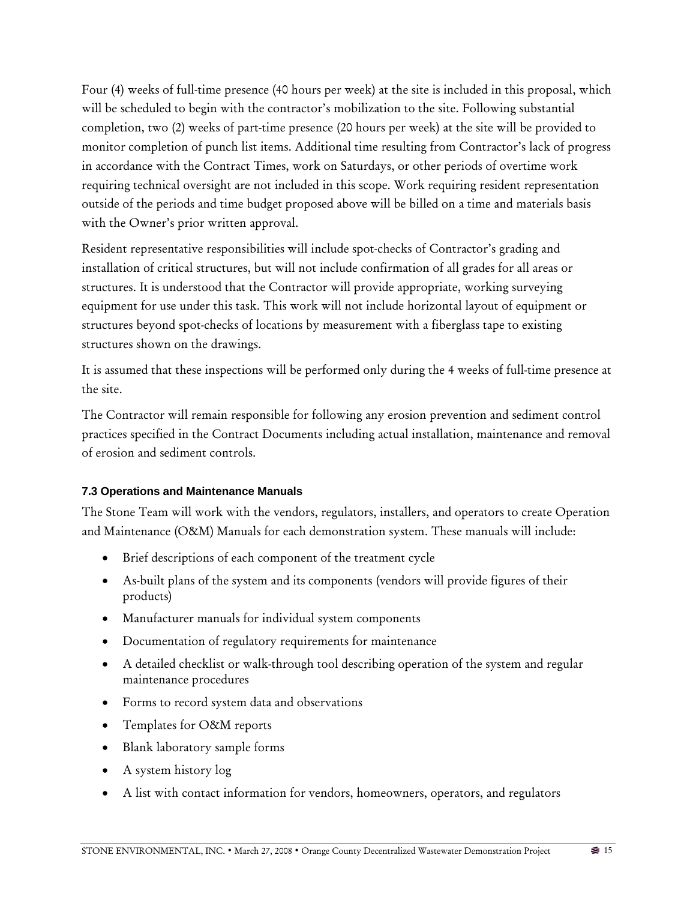Four (4) weeks of full-time presence (40 hours per week) at the site is included in this proposal, which will be scheduled to begin with the contractor's mobilization to the site. Following substantial completion, two (2) weeks of part-time presence (20 hours per week) at the site will be provided to monitor completion of punch list items. Additional time resulting from Contractor's lack of progress in accordance with the Contract Times, work on Saturdays, or other periods of overtime work requiring technical oversight are not included in this scope. Work requiring resident representation outside of the periods and time budget proposed above will be billed on a time and materials basis with the Owner's prior written approval.

Resident representative responsibilities will include spot-checks of Contractor's grading and installation of critical structures, but will not include confirmation of all grades for all areas or structures. It is understood that the Contractor will provide appropriate, working surveying equipment for use under this task. This work will not include horizontal layout of equipment or structures beyond spot-checks of locations by measurement with a fiberglass tape to existing structures shown on the drawings.

It is assumed that these inspections will be performed only during the 4 weeks of full-time presence at the site.

The Contractor will remain responsible for following any erosion prevention and sediment control practices specified in the Contract Documents including actual installation, maintenance and removal of erosion and sediment controls.

### 7.3 Operations and Maintenance Manuals

The Stone Team will work with the vendors, regulators, installers, and operators to create Operation and Maintenance (O&M) Manuals for each demonstration system. These manuals will include:

- Brief descriptions of each component of the treatment cycle
- As-built plans of the system and its components (vendors will provide figures of their products)
- Manufacturer manuals for individual system components
- Documentation of regulatory requirements for maintenance
- A detailed checklist or walk-through tool describing operation of the system and regular maintenance procedures
- Forms to record system data and observations
- Templates for O&M reports
- Blank laboratory sample forms
- A system history log
- A list with contact information for vendors, homeowners, operators, and regulators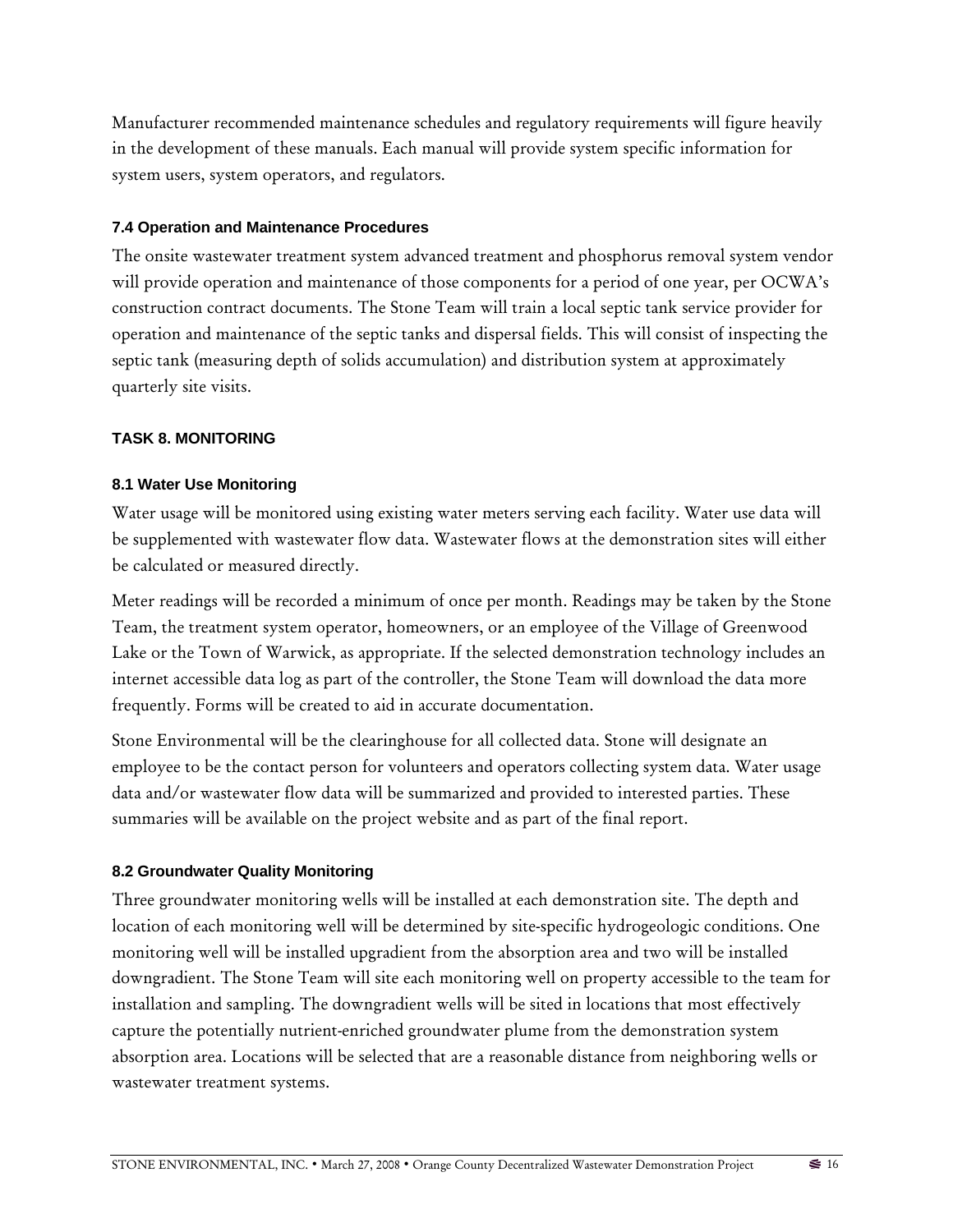Manufacturer recommended maintenance schedules and regulatory requirements will figure heavily in the development of these manuals. Each manual will provide system specific information for system users, system operators, and regulators.

### 7.4 Operation and Maintenance Procedures

The onsite wastewater treatment system advanced treatment and phosphorus removal system vendor will provide operation and maintenance of those components for a period of one year, per OCWA's construction contract documents. The Stone Team will train a local septic tank service provider for operation and maintenance of the septic tanks and dispersal fields. This will consist of inspecting the septic tank (measuring depth of solids accumulation) and distribution system at approximately quarterly site visits.

## TASK 8. MONITORING

### 8.1 Water Use Monitoring

Water usage will be monitored using existing water meters serving each facility. Water use data will be supplemented with wastewater flow data. Wastewater flows at the demonstration sites will either be calculated or measured directly.

Meter readings will be recorded a minimum of once per month. Readings may be taken by the Stone Team, the treatment system operator, homeowners, or an employee of the Village of Greenwood Lake or the Town of Warwick, as appropriate. If the selected demonstration technology includes an internet accessible data log as part of the controller, the Stone Team will download the data more frequently. Forms will be created to aid in accurate documentation.

Stone Environmental will be the clearinghouse for all collected data. Stone will designate an employee to be the contact person for volunteers and operators collecting system data. Water usage data and/or wastewater flow data will be summarized and provided to interested parties. These summaries will be available on the project website and as part of the final report.

### 8.2 Groundwater Quality Monitoring

Three groundwater monitoring wells will be installed at each demonstration site. The depth and location of each monitoring well will be determined by site-specific hydrogeologic conditions. One monitoring well will be installed upgradient from the absorption area and two will be installed downgradient. The Stone Team will site each monitoring well on property accessible to the team for installation and sampling. The downgradient wells will be sited in locations that most effectively capture the potentially nutrient-enriched groundwater plume from the demonstration system absorption area. Locations will be selected that are a reasonable distance from neighboring wells or wastewater treatment systems.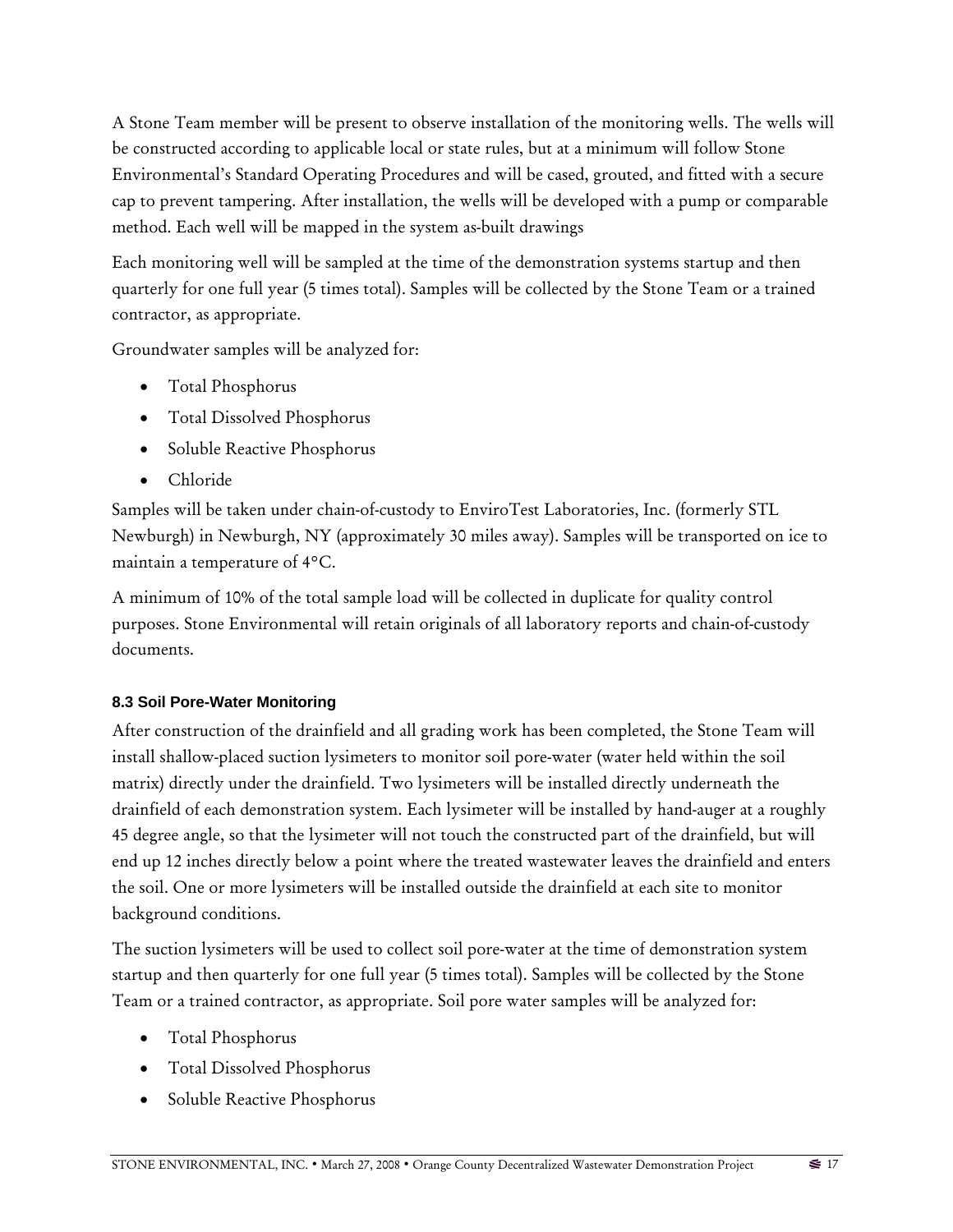A Stone Team member will be present to observe installation of the monitoring wells. The wells will be constructed according to applicable local or state rules, but at a minimum will follow Stone Environmental's Standard Operating Procedures and will be cased, grouted, and fitted with a secure cap to prevent tampering. After installation, the wells will be developed with a pump or comparable method. Each well will be mapped in the system as-built drawings

Each monitoring well will be sampled at the time of the demonstration systems startup and then quarterly for one full year (5 times total). Samples will be collected by the Stone Team or a trained contractor, as appropriate.

Groundwater samples will be analyzed for:

- Total Phosphorus
- Total Dissolved Phosphorus
- Soluble Reactive Phosphorus
- Chloride

Samples will be taken under chain-of-custody to EnviroTest Laboratories, Inc. (formerly STL Newburgh) in Newburgh, NY (approximately 30 miles away). Samples will be transported on ice to maintain a temperature of 4°C.

A minimum of 10% of the total sample load will be collected in duplicate for quality control purposes. Stone Environmental will retain originals of all laboratory reports and chain-of-custody documents.

### 8.3 Soil Pore-Water Monitoring

After construction of the drainfield and all grading work has been completed, the Stone Team will install shallow-placed suction lysimeters to monitor soil pore-water (water held within the soil matrix) directly under the drainfield. Two lysimeters will be installed directly underneath the drainfield of each demonstration system. Each lysimeter will be installed by hand-auger at a roughly 45 degree angle, so that the lysimeter will not touch the constructed part of the drainfield, but will end up 12 inches directly below a point where the treated wastewater leaves the drainfield and enters the soil. One or more lysimeters will be installed outside the drainfield at each site to monitor background conditions.

The suction lysimeters will be used to collect soil pore-water at the time of demonstration system startup and then quarterly for one full year (5 times total). Samples will be collected by the Stone Team or a trained contractor, as appropriate. Soil pore water samples will be analyzed for:

- Total Phosphorus
- Total Dissolved Phosphorus
- Soluble Reactive Phosphorus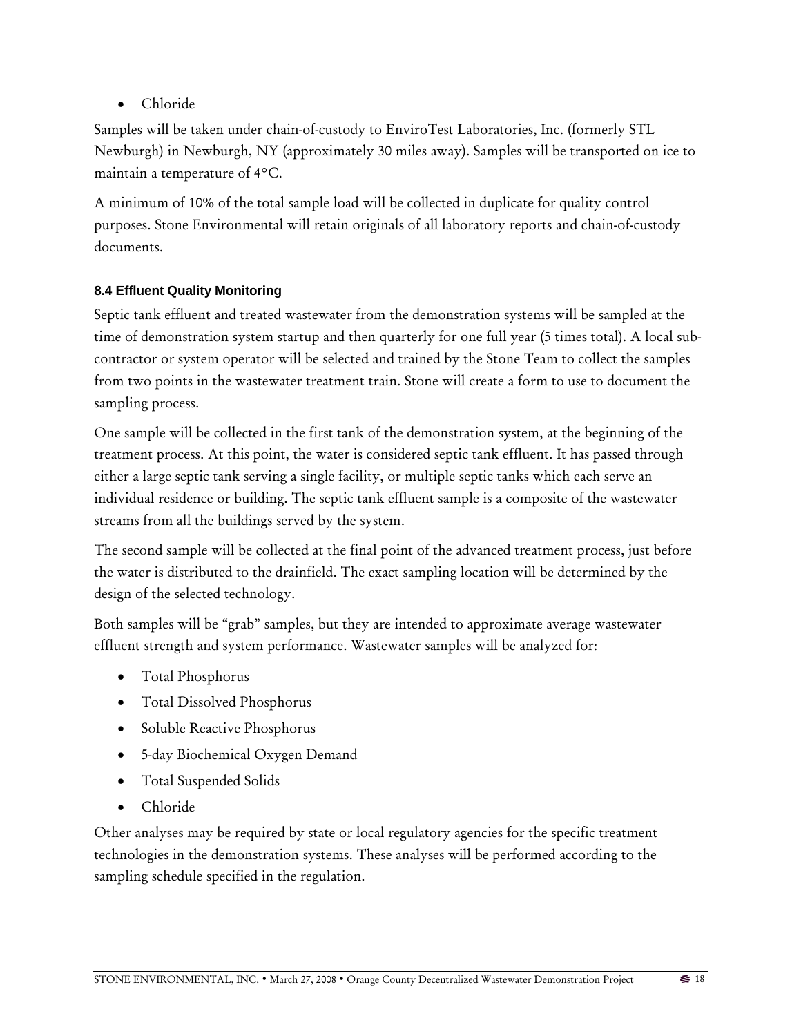- Chloride

Samples will be taken under chain-of-custody to EnviroTest Laboratories, Inc. (formerly STL Newburgh) in Newburgh, NY (approximately 30 miles away). Samples will be transported on ice to maintain a temperature of 4°C.

A minimum of 10% of the total sample load will be collected in duplicate for quality control purposes. Stone Environmental will retain originals of all laboratory reports and chain-of-custody documents.

#### 8.4 Effluent Quality Monitoring

Septic tank effluent and treated wastewater from the demonstration systems will be sampled at the time of demonstration system startup and then quarterly for one full year (5 times total). A local sub-contractor or system operator will be selected and trained by the Stone Team to collect the samples from two points in the wastewater treatment train. Stone will create a form to use to document the sampling process.

One sample will be collected in the first tank of the demonstration system, at the beginning of the treatment process. At this point, the water is considered septic tank effluent. It has passed through either a large septic tank serving a single facility, or multiple septic tanks which each serve an individual residence or building. The septic tank effluent sample is a composite of the wastewater streams from all the buildings served by the system.

The second sample will be collected at the final point of the advanced treatment process, just before the water is distributed to the drainfield. The exact sampling location will be determined by the design of the selected technology.

Both samples will be "grab" samples, but they are intended to approximate average wastewater effluent strength and system performance. Wastewater samples will be analyzed for:

- Total Phosphorus
- Total Dissolved Phosphorus
- Soluble Reactive Phosphorus
- 5-day Biochemical Oxygen Demand
- Total Suspended Solids
- Chloride

Other analyses may be required by state or local regulatory agencies for the specific treatment technologies in the demonstration systems. These analyses will be performed according to the sampling schedule specified in the regulation.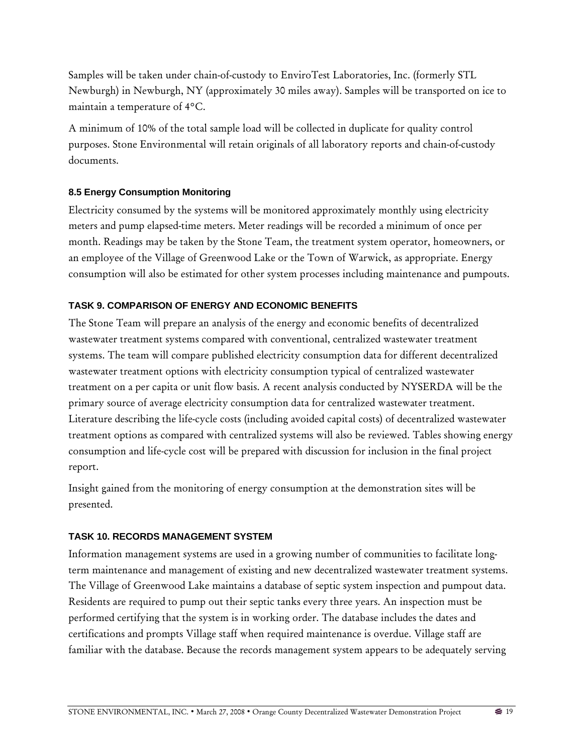Samples will be taken under chain-of-custody to EnviroTest Laboratories, Inc. (formerly STL Newburgh) in Newburgh, NY (approximately 30 miles away). Samples will be transported on ice to maintain a temperature of 4°C.

A minimum of 10% of the total sample load will be collected in duplicate for quality control purposes. Stone Environmental will retain originals of all laboratory reports and chain-of-custody documents.

### 8.5 Energy Consumption Monitoring

Electricity consumed by the systems will be monitored approximately monthly using electricity meters and pump elapsed-time meters. Meter readings will be recorded a minimum of once per month. Readings may be taken by the Stone Team, the treatment system operator, homeowners, or an employee of the Village of Greenwood Lake or the Town of Warwick, as appropriate. Energy consumption will also be estimated for other system processes including maintenance and pumpouts.

## TASK 9. COMPARISON OF ENERGY AND ECONOMIC BENEFITS

The Stone Team will prepare an analysis of the energy and economic benefits of decentralized wastewater treatment systems compared with conventional, centralized wastewater treatment systems. The team will compare published electricity consumption data for different decentralized wastewater treatment options with electricity consumption typical of centralized wastewater treatment on a per capita or unit flow basis. A recent analysis conducted by NYSERDA will be the primary source of average electricity consumption data for centralized wastewater treatment. Literature describing the life-cycle costs (including avoided capital costs) of decentralized wastewater treatment options as compared with centralized systems will also be reviewed. Tables showing energy consumption and life-cycle cost will be prepared with discussion for inclusion in the final project report.

Insight gained from the monitoring of energy consumption at the demonstration sites will be presented.

## TASK 10. RECORDS MANAGEMENT SYSTEM

Information management systems are used in a growing number of communities to facilitate long-term maintenance and management of existing and new decentralized wastewater treatment systems. The Village of Greenwood Lake maintains a database of septic system inspection and pumpout data. Residents are required to pump out their septic tanks every three years. An inspection must be performed certifying that the system is in working order. The database includes the dates and certifications and prompts Village staff when required maintenance is overdue. Village staff are familiar with the database. Because the records management system appears to be adequately serving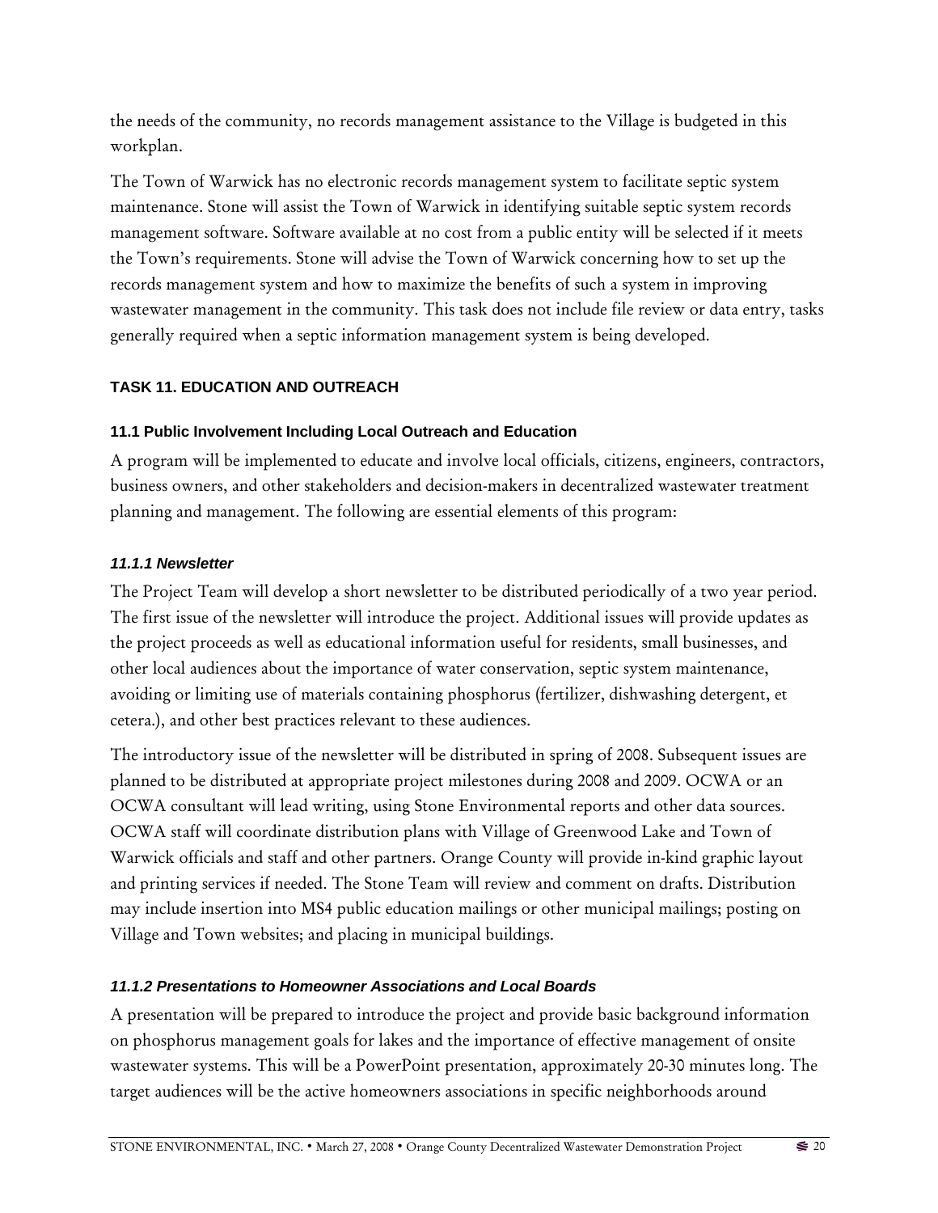the needs of the community, no records management assistance to the Village is budgeted in this workplan.

The Town of Warwick has no electronic records management system to facilitate septic system maintenance. Stone will assist the Town of Warwick in identifying suitable septic system records management software. Software available at no cost from a public entity will be selected if it meets the Town's requirements. Stone will advise the Town of Warwick concerning how to set up the records management system and how to maximize the benefits of such a system in improving wastewater management in the community. This task does not include file review or data entry, tasks generally required when a septic information management system is being developed.

## TASK 11. EDUCATION AND OUTREACH

### 11.1 Public Involvement Including Local Outreach and Education

A program will be implemented to educate and involve local officials, citizens, engineers, contractors, business owners, and other stakeholders and decision-makers in decentralized wastewater treatment planning and management. The following are essential elements of this program:

#### *11.1.1 Newsletter*

The Project Team will develop a short newsletter to be distributed periodically of a two year period. The first issue of the newsletter will introduce the project. Additional issues will provide updates as the project proceeds as well as educational information useful for residents, small businesses, and other local audiences about the importance of water conservation, septic system maintenance, avoiding or limiting use of materials containing phosphorus (fertilizer, dishwashing detergent, et cetera.), and other best practices relevant to these audiences.

The introductory issue of the newsletter will be distributed in spring of 2008. Subsequent issues are planned to be distributed at appropriate project milestones during 2008 and 2009. OCWA or an OCWA consultant will lead writing, using Stone Environmental reports and other data sources. OCWA staff will coordinate distribution plans with Village of Greenwood Lake and Town of Warwick officials and staff and other partners. Orange County will provide in-kind graphic layout and printing services if needed. The Stone Team will review and comment on drafts. Distribution may include insertion into MS4 public education mailings or other municipal mailings; posting on Village and Town websites; and placing in municipal buildings.

#### *11.1.2 Presentations to Homeowner Associations and Local Boards*

A presentation will be prepared to introduce the project and provide basic background information on phosphorus management goals for lakes and the importance of effective management of onsite wastewater systems. This will be a PowerPoint presentation, approximately 20-30 minutes long. The target audiences will be the active homeowners associations in specific neighborhoods around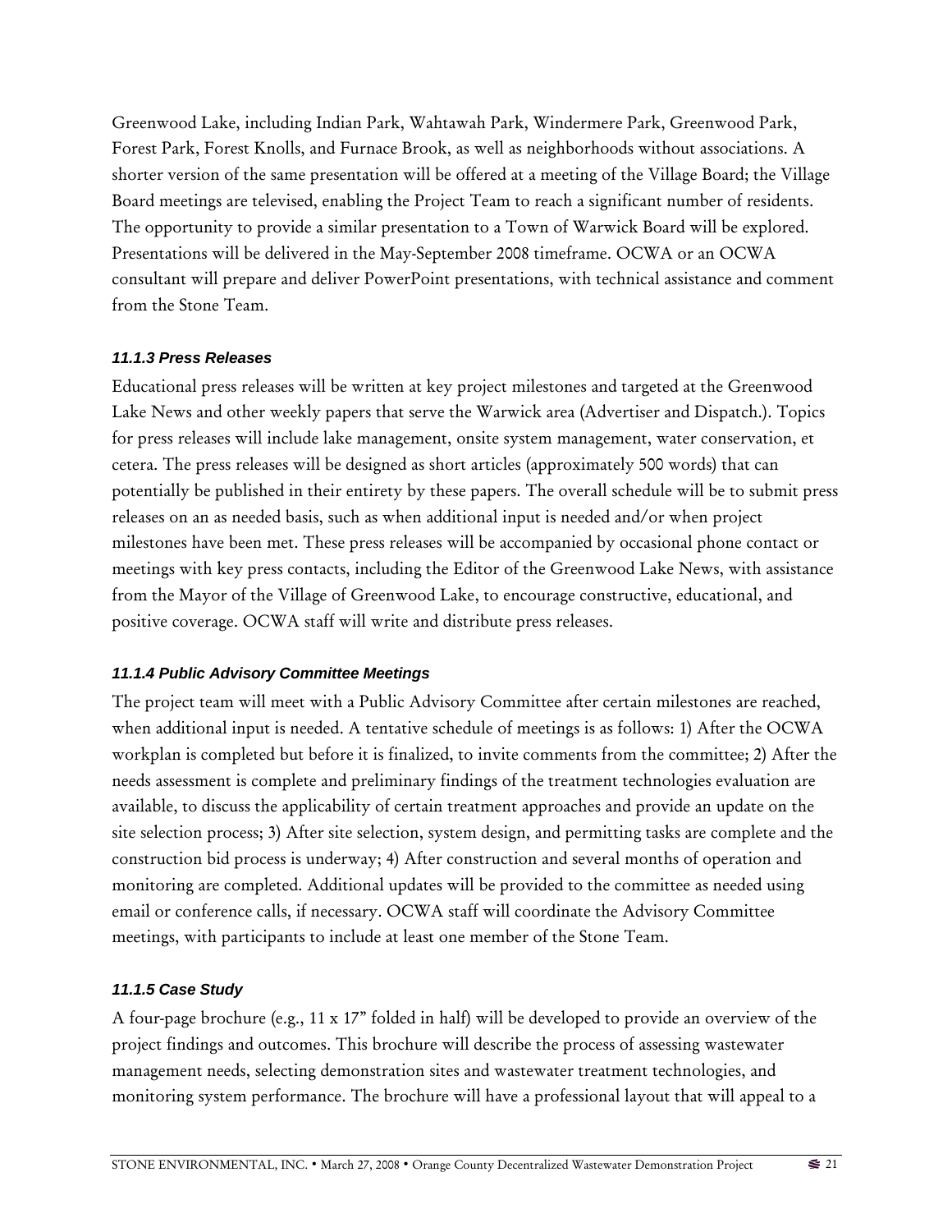Greenwood Lake, including Indian Park, Wahtawah Park, Windermere Park, Greenwood Park, Forest Park, Forest Knolls, and Furnace Brook, as well as neighborhoods without associations. A shorter version of the same presentation will be offered at a meeting of the Village Board; the Village Board meetings are televised, enabling the Project Team to reach a significant number of residents. The opportunity to provide a similar presentation to a Town of Warwick Board will be explored. Presentations will be delivered in the May-September 2008 timeframe. OCWA or an OCWA consultant will prepare and deliver PowerPoint presentations, with technical assistance and comment from the Stone Team.

#### *11.1.3 Press Releases*

Educational press releases will be written at key project milestones and targeted at the Greenwood Lake News and other weekly papers that serve the Warwick area (Advertiser and Dispatch.). Topics for press releases will include lake management, onsite system management, water conservation, et cetera. The press releases will be designed as short articles (approximately 500 words) that can potentially be published in their entirety by these papers. The overall schedule will be to submit press releases on an as needed basis, such as when additional input is needed and/or when project milestones have been met. These press releases will be accompanied by occasional phone contact or meetings with key press contacts, including the Editor of the Greenwood Lake News, with assistance from the Mayor of the Village of Greenwood Lake, to encourage constructive, educational, and positive coverage. OCWA staff will write and distribute press releases.

#### *11.1.4 Public Advisory Committee Meetings*

The project team will meet with a Public Advisory Committee after certain milestones are reached, when additional input is needed. A tentative schedule of meetings is as follows: 1) After the OCWA workplan is completed but before it is finalized, to invite comments from the committee; 2) After the needs assessment is complete and preliminary findings of the treatment technologies evaluation are available, to discuss the applicability of certain treatment approaches and provide an update on the site selection process; 3) After site selection, system design, and permitting tasks are complete and the construction bid process is underway; 4) After construction and several months of operation and monitoring are completed. Additional updates will be provided to the committee as needed using email or conference calls, if necessary. OCWA staff will coordinate the Advisory Committee meetings, with participants to include at least one member of the Stone Team.

#### *11.1.5 Case Study*

A four-page brochure (e.g., 11 x 17" folded in half) will be developed to provide an overview of the project findings and outcomes. This brochure will describe the process of assessing wastewater management needs, selecting demonstration sites and wastewater treatment technologies, and monitoring system performance. The brochure will have a professional layout that will appeal to a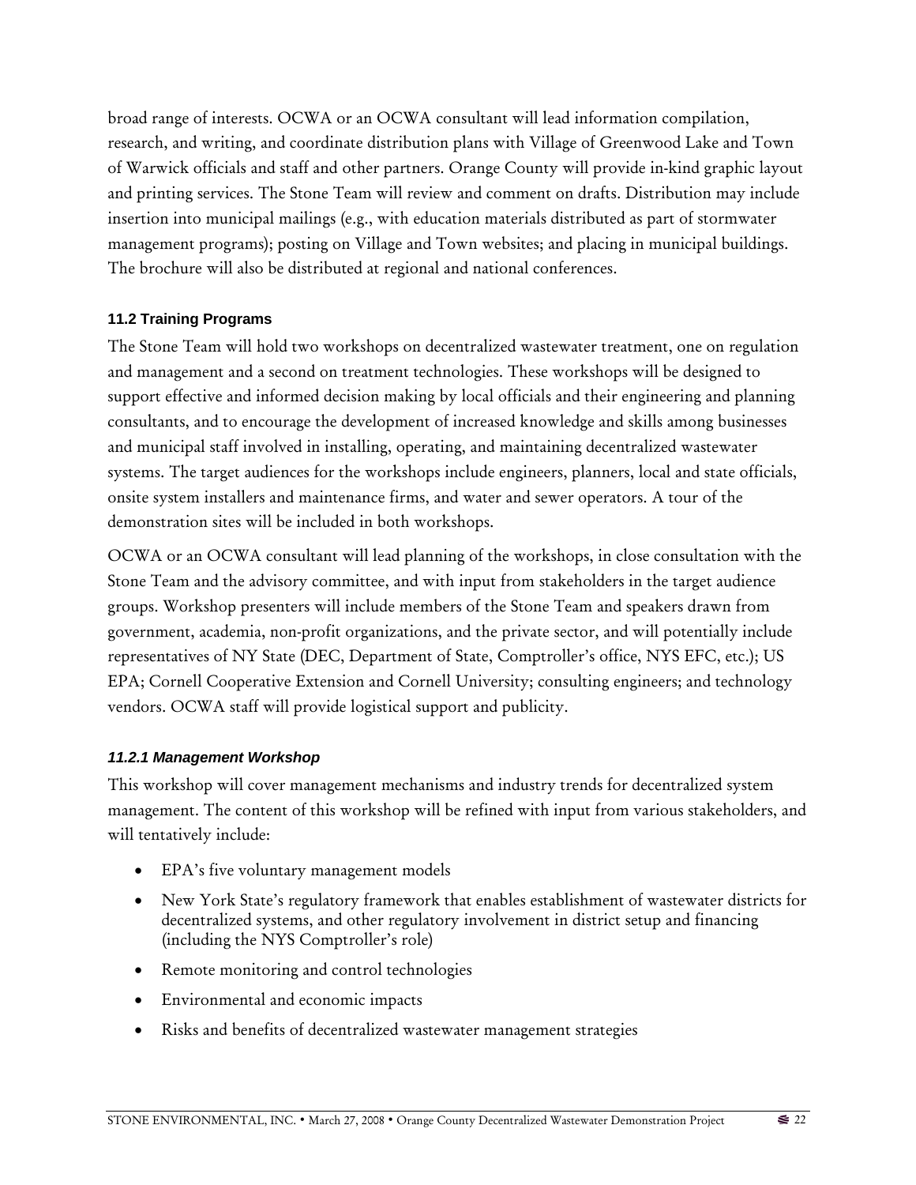broad range of interests. OCWA or an OCWA consultant will lead information compilation, research, and writing, and coordinate distribution plans with Village of Greenwood Lake and Town of Warwick officials and staff and other partners. Orange County will provide in-kind graphic layout and printing services. The Stone Team will review and comment on drafts. Distribution may include insertion into municipal mailings (e.g., with education materials distributed as part of stormwater management programs); posting on Village and Town websites; and placing in municipal buildings. The brochure will also be distributed at regional and national conferences.

### 11.2 Training Programs

The Stone Team will hold two workshops on decentralized wastewater treatment, one on regulation and management and a second on treatment technologies. These workshops will be designed to support effective and informed decision making by local officials and their engineering and planning consultants, and to encourage the development of increased knowledge and skills among businesses and municipal staff involved in installing, operating, and maintaining decentralized wastewater systems. The target audiences for the workshops include engineers, planners, local and state officials, onsite system installers and maintenance firms, and water and sewer operators. A tour of the demonstration sites will be included in both workshops.

OCWA or an OCWA consultant will lead planning of the workshops, in close consultation with the Stone Team and the advisory committee, and with input from stakeholders in the target audience groups. Workshop presenters will include members of the Stone Team and speakers drawn from government, academia, non-profit organizations, and the private sector, and will potentially include representatives of NY State (DEC, Department of State, Comptroller's office, NYS EFC, etc.); US EPA; Cornell Cooperative Extension and Cornell University; consulting engineers; and technology vendors. OCWA staff will provide logistical support and publicity.

#### *11.2.1 Management Workshop*

This workshop will cover management mechanisms and industry trends for decentralized system management. The content of this workshop will be refined with input from various stakeholders, and will tentatively include:

- EPA's five voluntary management models
- New York State's regulatory framework that enables establishment of wastewater districts for decentralized systems, and other regulatory involvement in district setup and financing (including the NYS Comptroller's role)
- Remote monitoring and control technologies
- Environmental and economic impacts
- Risks and benefits of decentralized wastewater management strategies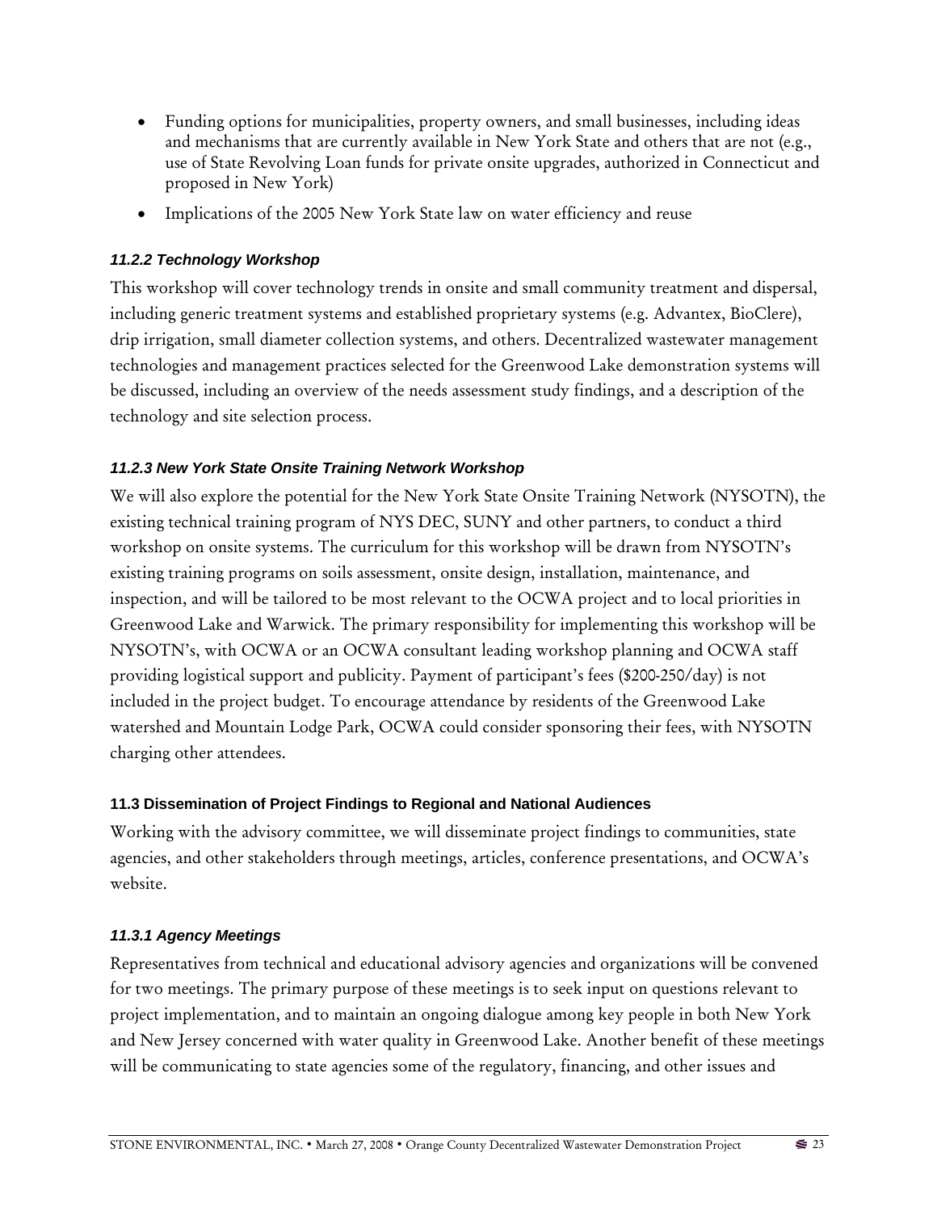- Funding options for municipalities, property owners, and small businesses, including ideas and mechanisms that are currently available in New York State and others that are not (e.g., use of State Revolving Loan funds for private onsite upgrades, authorized in Connecticut and proposed in New York)
- Implications of the 2005 New York State law on water efficiency and reuse

#### *11.2.2 Technology Workshop*

This workshop will cover technology trends in onsite and small community treatment and dispersal, including generic treatment systems and established proprietary systems (e.g. Advantex, BioClere), drip irrigation, small diameter collection systems, and others. Decentralized wastewater management technologies and management practices selected for the Greenwood Lake demonstration systems will be discussed, including an overview of the needs assessment study findings, and a description of the technology and site selection process.

#### *11.2.3 New York State Onsite Training Network Workshop*

We will also explore the potential for the New York State Onsite Training Network (NYSOTN), the existing technical training program of NYS DEC, SUNY and other partners, to conduct a third workshop on onsite systems. The curriculum for this workshop will be drawn from NYSOTN's existing training programs on soils assessment, onsite design, installation, maintenance, and inspection, and will be tailored to be most relevant to the OCWA project and to local priorities in Greenwood Lake and Warwick. The primary responsibility for implementing this workshop will be NYSOTN's, with OCWA or an OCWA consultant leading workshop planning and OCWA staff providing logistical support and publicity. Payment of participant's fees ($200-250/day) is not included in the project budget. To encourage attendance by residents of the Greenwood Lake watershed and Mountain Lodge Park, OCWA could consider sponsoring their fees, with NYSOTN charging other attendees.

### 11.3 Dissemination of Project Findings to Regional and National Audiences

Working with the advisory committee, we will disseminate project findings to communities, state agencies, and other stakeholders through meetings, articles, conference presentations, and OCWA's website.

#### *11.3.1 Agency Meetings*

Representatives from technical and educational advisory agencies and organizations will be convened for two meetings. The primary purpose of these meetings is to seek input on questions relevant to project implementation, and to maintain an ongoing dialogue among key people in both New York and New Jersey concerned with water quality in Greenwood Lake. Another benefit of these meetings will be communicating to state agencies some of the regulatory, financing, and other issues and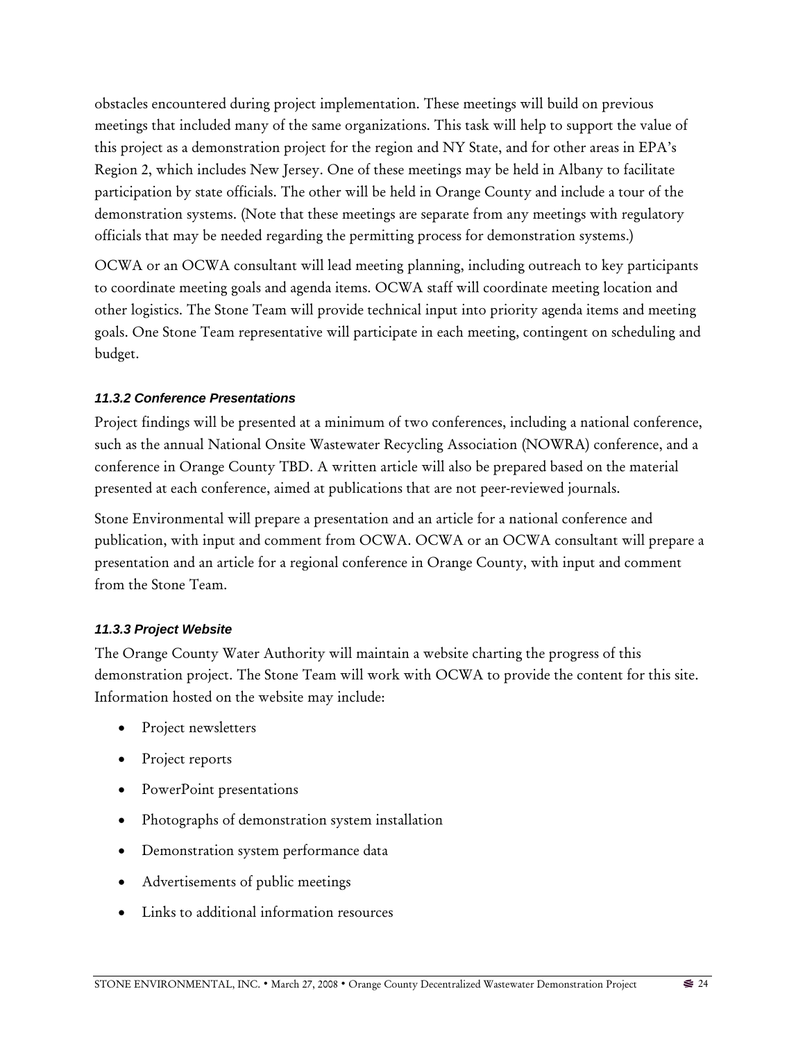obstacles encountered during project implementation. These meetings will build on previous meetings that included many of the same organizations. This task will help to support the value of this project as a demonstration project for the region and NY State, and for other areas in EPA's Region 2, which includes New Jersey. One of these meetings may be held in Albany to facilitate participation by state officials. The other will be held in Orange County and include a tour of the demonstration systems. (Note that these meetings are separate from any meetings with regulatory officials that may be needed regarding the permitting process for demonstration systems.)

OCWA or an OCWA consultant will lead meeting planning, including outreach to key participants to coordinate meeting goals and agenda items. OCWA staff will coordinate meeting location and other logistics. The Stone Team will provide technical input into priority agenda items and meeting goals. One Stone Team representative will participate in each meeting, contingent on scheduling and budget.

#### *11.3.2 Conference Presentations*

Project findings will be presented at a minimum of two conferences, including a national conference, such as the annual National Onsite Wastewater Recycling Association (NOWRA) conference, and a conference in Orange County TBD. A written article will also be prepared based on the material presented at each conference, aimed at publications that are not peer-reviewed journals.

Stone Environmental will prepare a presentation and an article for a national conference and publication, with input and comment from OCWA. OCWA or an OCWA consultant will prepare a presentation and an article for a regional conference in Orange County, with input and comment from the Stone Team.

#### *11.3.3 Project Website*

The Orange County Water Authority will maintain a website charting the progress of this demonstration project. The Stone Team will work with OCWA to provide the content for this site. Information hosted on the website may include:

- Project newsletters
- Project reports
- PowerPoint presentations
- Photographs of demonstration system installation
- Demonstration system performance data
- Advertisements of public meetings
- Links to additional information resources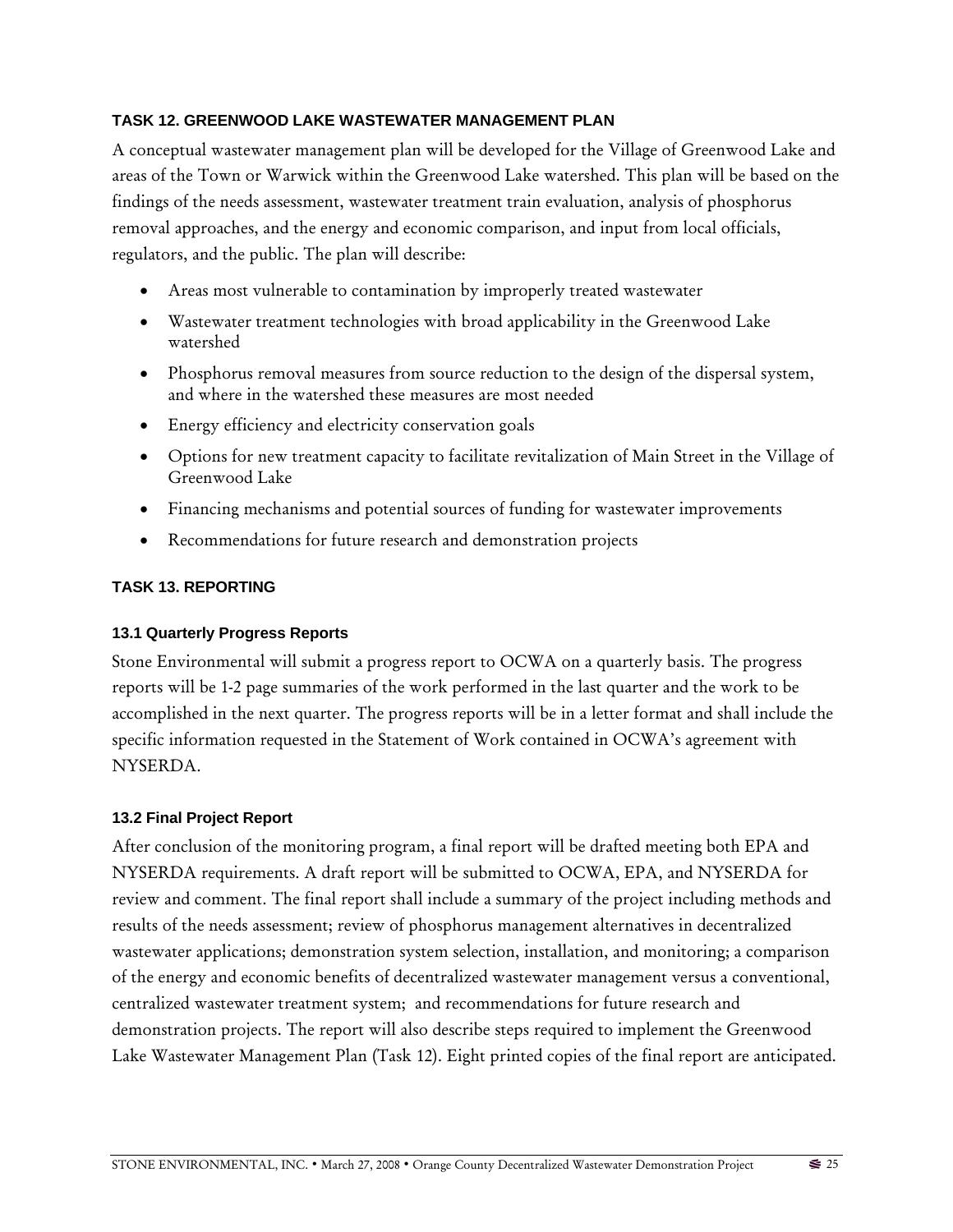### TASK 12. GREENWOOD LAKE WASTEWATER MANAGEMENT PLAN

A conceptual wastewater management plan will be developed for the Village of Greenwood Lake and areas of the Town or Warwick within the Greenwood Lake watershed. This plan will be based on the findings of the needs assessment, wastewater treatment train evaluation, analysis of phosphorus removal approaches, and the energy and economic comparison, and input from local officials, regulators, and the public. The plan will describe:

- Areas most vulnerable to contamination by improperly treated wastewater
- Wastewater treatment technologies with broad applicability in the Greenwood Lake watershed
- Phosphorus removal measures from source reduction to the design of the dispersal system, and where in the watershed these measures are most needed
- Energy efficiency and electricity conservation goals
- Options for new treatment capacity to facilitate revitalization of Main Street in the Village of Greenwood Lake
- Financing mechanisms and potential sources of funding for wastewater improvements
- Recommendations for future research and demonstration projects

### TASK 13. REPORTING

#### 13.1 Quarterly Progress Reports

Stone Environmental will submit a progress report to OCWA on a quarterly basis. The progress reports will be 1-2 page summaries of the work performed in the last quarter and the work to be accomplished in the next quarter. The progress reports will be in a letter format and shall include the specific information requested in the Statement of Work contained in OCWA's agreement with NYSERDA.

#### 13.2 Final Project Report

After conclusion of the monitoring program, a final report will be drafted meeting both EPA and NYSERDA requirements. A draft report will be submitted to OCWA, EPA, and NYSERDA for review and comment. The final report shall include a summary of the project including methods and results of the needs assessment; review of phosphorus management alternatives in decentralized wastewater applications; demonstration system selection, installation, and monitoring; a comparison of the energy and economic benefits of decentralized wastewater management versus a conventional, centralized wastewater treatment system; and recommendations for future research and demonstration projects. The report will also describe steps required to implement the Greenwood Lake Wastewater Management Plan (Task 12). Eight printed copies of the final report are anticipated.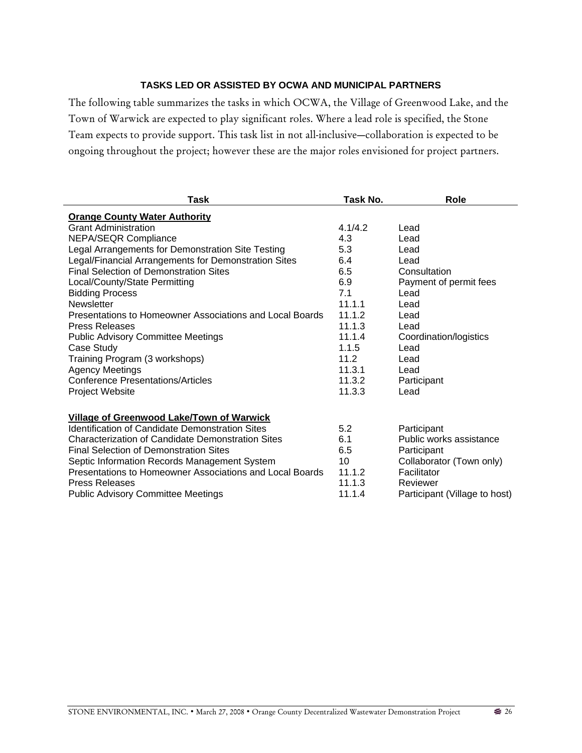### TASKS LED OR ASSISTED BY OCWA AND MUNICIPAL PARTNERS

The following table summarizes the tasks in which OCWA, the Village of Greenwood Lake, and the Town of Warwick are expected to play significant roles. Where a lead role is specified, the Stone Team expects to provide support. This task list in not all-inclusive—collaboration is expected to be ongoing throughout the project; however these are the major roles envisioned for project partners.

| Task | Task No. | Role |
|---|---|---|
| **Orange County Water Authority** | | |
| Grant Administration | 4.1/4.2 | Lead |
| NEPA/SEQR Compliance | 4.3 | Lead |
| Legal Arrangements for Demonstration Site Testing | 5.3 | Lead |
| Legal/Financial Arrangements for Demonstration Sites | 6.4 | Lead |
| Final Selection of Demonstration Sites | 6.5 | Consultation |
| Local/County/State Permitting | 6.9 | Payment of permit fees |
| Bidding Process | 7.1 | Lead |
| Newsletter | 11.1.1 | Lead |
| Presentations to Homeowner Associations and Local Boards | 11.1.2 | Lead |
| Press Releases | 11.1.3 | Lead |
| Public Advisory Committee Meetings | 11.1.4 | Coordination/logistics |
| Case Study | 1.1.5 | Lead |
| Training Program (3 workshops) | 11.2 | Lead |
| Agency Meetings | 11.3.1 | Lead |
| Conference Presentations/Articles | 11.3.2 | Participant |
| Project Website | 11.3.3 | Lead |
| **Village of Greenwood Lake/Town of Warwick** | | |
| Identification of Candidate Demonstration Sites | 5.2 | Participant |
| Characterization of Candidate Demonstration Sites | 6.1 | Public works assistance |
| Final Selection of Demonstration Sites | 6.5 | Participant |
| Septic Information Records Management System | 10 | Collaborator (Town only) |
| Presentations to Homeowner Associations and Local Boards | 11.1.2 | Facilitator |
| Press Releases | 11.1.3 | Reviewer |
| Public Advisory Committee Meetings | 11.1.4 | Participant (Village to host) |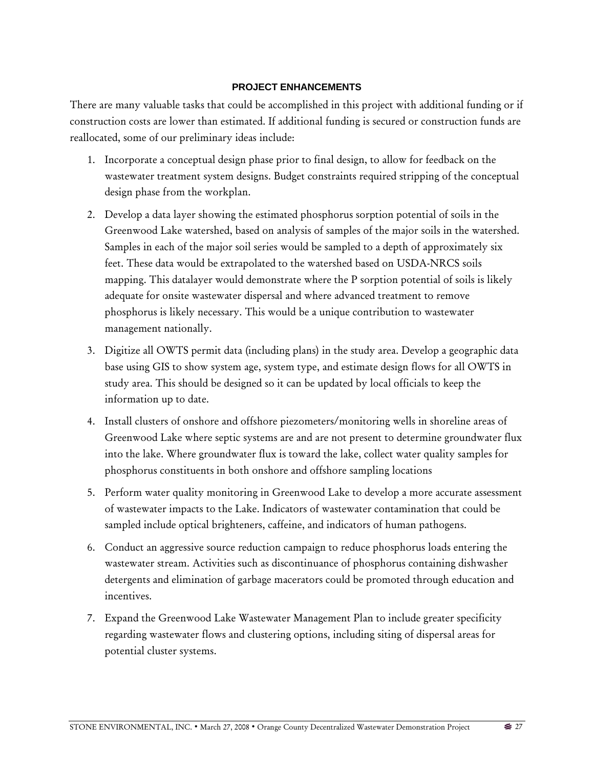## PROJECT ENHANCEMENTS

There are many valuable tasks that could be accomplished in this project with additional funding or if construction costs are lower than estimated. If additional funding is secured or construction funds are reallocated, some of our preliminary ideas include:

1. Incorporate a conceptual design phase prior to final design, to allow for feedback on the wastewater treatment system designs. Budget constraints required stripping of the conceptual design phase from the workplan.
2. Develop a data layer showing the estimated phosphorus sorption potential of soils in the Greenwood Lake watershed, based on analysis of samples of the major soils in the watershed. Samples in each of the major soil series would be sampled to a depth of approximately six feet. These data would be extrapolated to the watershed based on USDA-NRCS soils mapping. This datalayer would demonstrate where the P sorption potential of soils is likely adequate for onsite wastewater dispersal and where advanced treatment to remove phosphorus is likely necessary. This would be a unique contribution to wastewater management nationally.
3. Digitize all OWTS permit data (including plans) in the study area. Develop a geographic data base using GIS to show system age, system type, and estimate design flows for all OWTS in study area. This should be designed so it can be updated by local officials to keep the information up to date.
4. Install clusters of onshore and offshore piezometers/monitoring wells in shoreline areas of Greenwood Lake where septic systems are and are not present to determine groundwater flux into the lake. Where groundwater flux is toward the lake, collect water quality samples for phosphorus constituents in both onshore and offshore sampling locations
5. Perform water quality monitoring in Greenwood Lake to develop a more accurate assessment of wastewater impacts to the Lake. Indicators of wastewater contamination that could be sampled include optical brighteners, caffeine, and indicators of human pathogens.
6. Conduct an aggressive source reduction campaign to reduce phosphorus loads entering the wastewater stream. Activities such as discontinuance of phosphorus containing dishwasher detergents and elimination of garbage macerators could be promoted through education and incentives.
7. Expand the Greenwood Lake Wastewater Management Plan to include greater specificity regarding wastewater flows and clustering options, including siting of dispersal areas for potential cluster systems.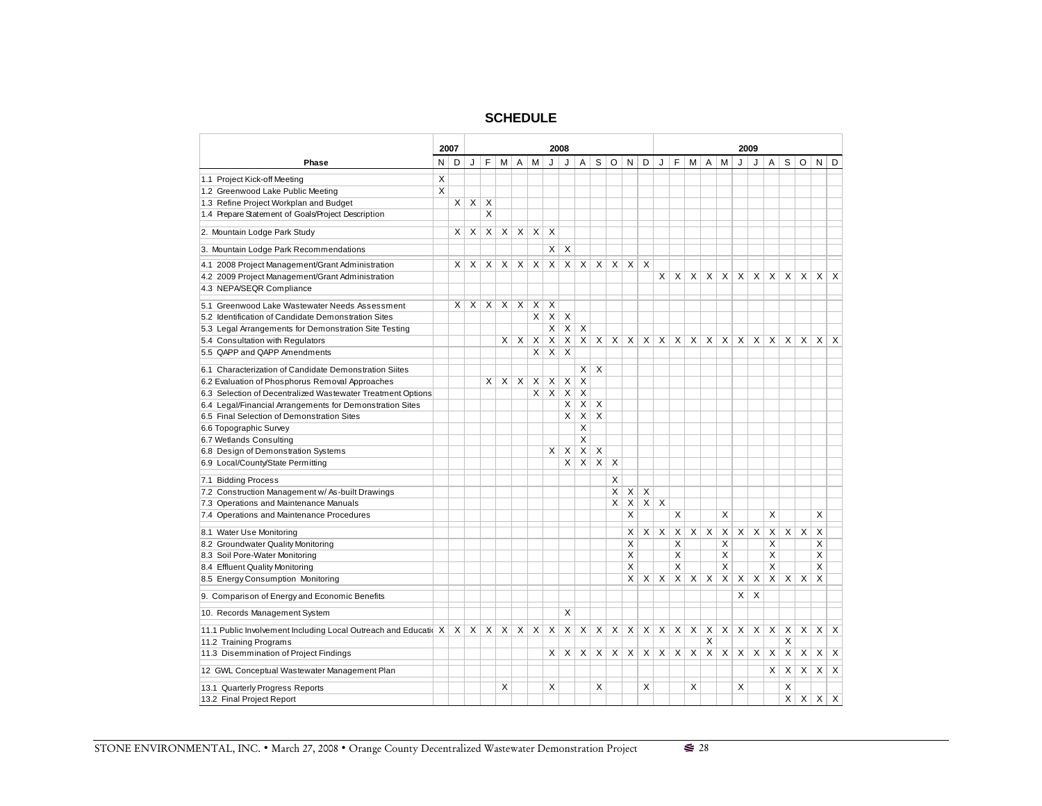## SCHEDULE

| | 2007 | | 2008 | | | | | | | | | | | | 2009 | | | | | | | | | | | |
|---|---|---|---|---|---|---|---|---|---|---|---|---|---|---|---|---|---|---|---|---|---|---|---|---|---|---|
| **Phase** | N | D | J | F | M | A | M | J | J | A | S | O | N | D | J | F | M | A | M | J | J | A | S | O | N | D |
| 1.1 Project Kick-off Meeting | X | | | | | | | | | | | | | | | | | | | | | | | | | |
| 1.2 Greenwood Lake Public Meeting | X | | | | | | | | | | | | | | | | | | | | | | | | | |
| 1.3 Refine Project Workplan and Budget | | X | X | X | | | | | | | | | | | | | | | | | | | | | | |
| 1.4 Prepare Statement of Goals/Project Description | | | | X | | | | | | | | | | | | | | | | | | | | | | |
| 2. Mountain Lodge Park Study | | X | X | X | X | X | X | X | | | | | | | | | | | | | | | | | | |
| 3. Mountain Lodge Park Recommendations | | | | | | | | X | X | | | | | | | | | | | | | | | | | |
| 4.1 2008 Project Management/Grant Administration | | X | X | X | X | X | X | X | X | X | X | X | X | X | | | | | | | | | | | | |
| 4.2 2009 Project Management/Grant Administration | | | | | | | | | | | | | | | X | X | X | X | X | X | X | X | X | X | X | X |
| 4.3 NEPA/SEQR Compliance | | | | | | | | | | | | | | | | | | | | | | | | | | |
| 5.1 Greenwood Lake Wastewater Needs Assessment | | X | X | X | X | X | X | X | | | | | | | | | | | | | | | | | | |
| 5.2 Identification of Candidate Demonstration Sites | | | | | | | X | X | X | | | | | | | | | | | | | | | | | |
| 5.3 Legal Arrangements for Demonstration Site Testing | | | | | | | | X | X | X | | | | | | | | | | | | | | | | |
| 5.4 Consultation with Regulators | | | | | X | X | X | X | X | X | X | X | X | X | X | X | X | X | X | X | X | X | X | X | X | X |
| 5.5 QAPP and QAPP Amendments | | | | | | | X | X | X | | | | | | | | | | | | | | | | | |
| 6.1 Characterization of Candidate Demonstration Siites | | | | | | | | | | X | X | | | | | | | | | | | | | | | |
| 6.2 Evaluation of Phosphorus Removal Approaches | | | | X | X | X | X | X | X | X | | | | | | | | | | | | | | | | |
| 6.3 Selection of Decentralized Wastewater Treatment Options | | | | | | | X | X | X | X | | | | | | | | | | | | | | | | |
| 6.4 Legal/Financial Arrangements for Demonstration Sites | | | | | | | | | X | X | X | | | | | | | | | | | | | | | |
| 6.5 Final Selection of Demonstration Sites | | | | | | | | | X | X | X | | | | | | | | | | | | | | | |
| 6.6 Topographic Survey | | | | | | | | | | X | | | | | | | | | | | | | | | | |
| 6.7 Wetlands Consulting | | | | | | | | | | X | | | | | | | | | | | | | | | | |
| 6.8 Design of Demonstration Systems | | | | | | | | X | X | X | X | | | | | | | | | | | | | | | |
| 6.9 Local/County/State Permitting | | | | | | | | | X | X | X | X | | | | | | | | | | | | | | |
| 7.1 Bidding Process | | | | | | | | | | | | X | | | | | | | | | | | | | | |
| 7.2 Construction Management w/ As-built Drawings | | | | | | | | | | | | X | X | X | | | | | | | | | | | | |
| 7.3 Operations and Maintenance Manuals | | | | | | | | | | | | X | X | X | X | | | | | | | | | | | |
| 7.4 Operations and Maintenance Procedures | | | | | | | | | | | | | X | | | X | | | X | | | X | | | X | |
| 8.1 Water Use Monitoring | | | | | | | | | | | | | X | X | X | X | X | X | X | X | X | X | X | X | X | |
| 8.2 Groundwater Quality Monitoring | | | | | | | | | | | | | X | | | X | | | X | | | X | | | X | |
| 8.3 Soil Pore-Water Monitoring | | | | | | | | | | | | | X | | | X | | | X | | | X | | | X | |
| 8.4 Effluent Quality Monitoring | | | | | | | | | | | | | X | | | X | | | X | | | X | | | X | |
| 8.5 Energy Consumption Monitoring | | | | | | | | | | | | | X | X | X | X | X | X | X | X | X | X | X | X | X | |
| 9. Comparison of Energy and Economic Benefits | | | | | | | | | | | | | | | | | | | | X | X | | | | | |
| 10. Records Management System | | | | | | | | | X | | | | | | | | | | | | | | | | | |
| 11.1 Public Involvement Including Local Outreach and Educatio | X | X | X | X | X | X | X | X | X | X | X | X | X | X | X | X | X | X | X | X | X | X | X | X | X | X |
| 11.2 Training Programs | | | | | | | | | | | | | | | | | | X | | | | | X | | | |
| 11.3 Disemmination of Project Findings | | | | | | | | X | X | X | X | X | X | X | X | X | X | X | X | X | X | X | X | X | X | X |
| 12 GWL Conceptual Wastewater Management Plan | | | | | | | | | | | | | | | | | | | | | | X | X | X | X | X |
| 13.1 Quarterly Progress Reports | | | | | X | | | X | | | X | | | X | | | X | | | X | | | X | | | |
| 13.2 Final Project Report | | | | | | | | | | | | | | | | | | | | | | | X | X | X | X |